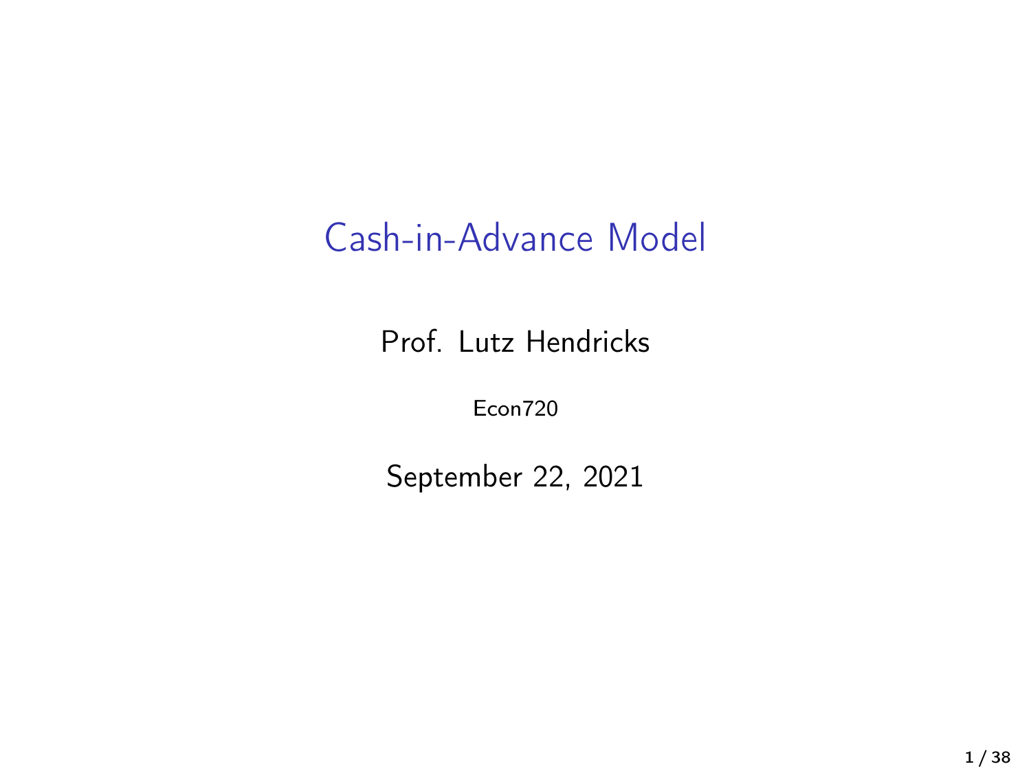# Cash-in-Advance Model

Prof. Lutz Hendricks

Econ720

September 22, 2021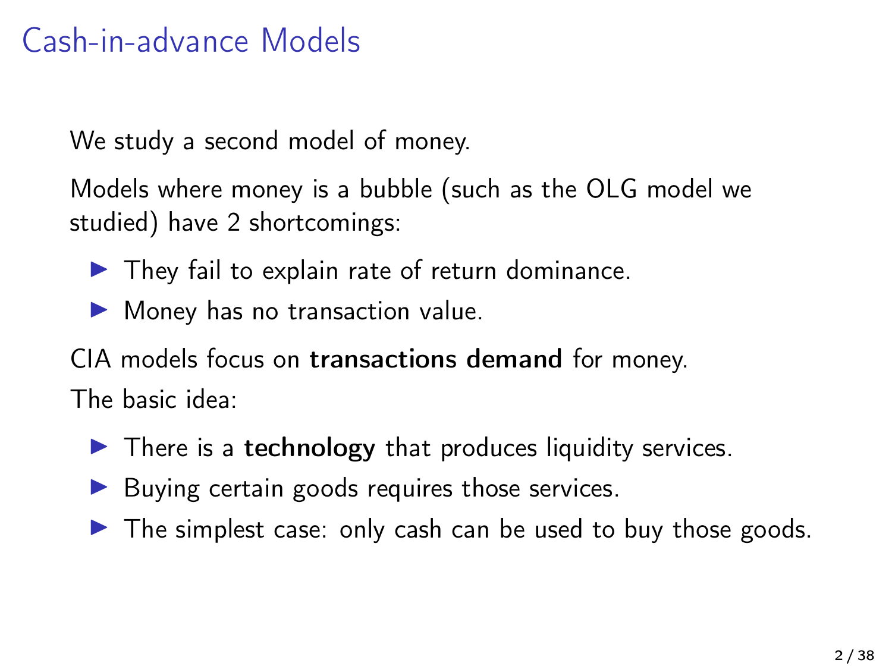# Cash-in-advance Models

We study a second model of money.

Models where money is a bubble (such as the OLG model we studied) have 2 shortcomings:

- They fail to explain rate of return dominance.
- Money has no transaction value.

CIA models focus on **transactions demand** for money.

The basic idea:

- There is a **technology** that produces liquidity services.
- Buying certain goods requires those services.
- The simplest case: only cash can be used to buy those goods.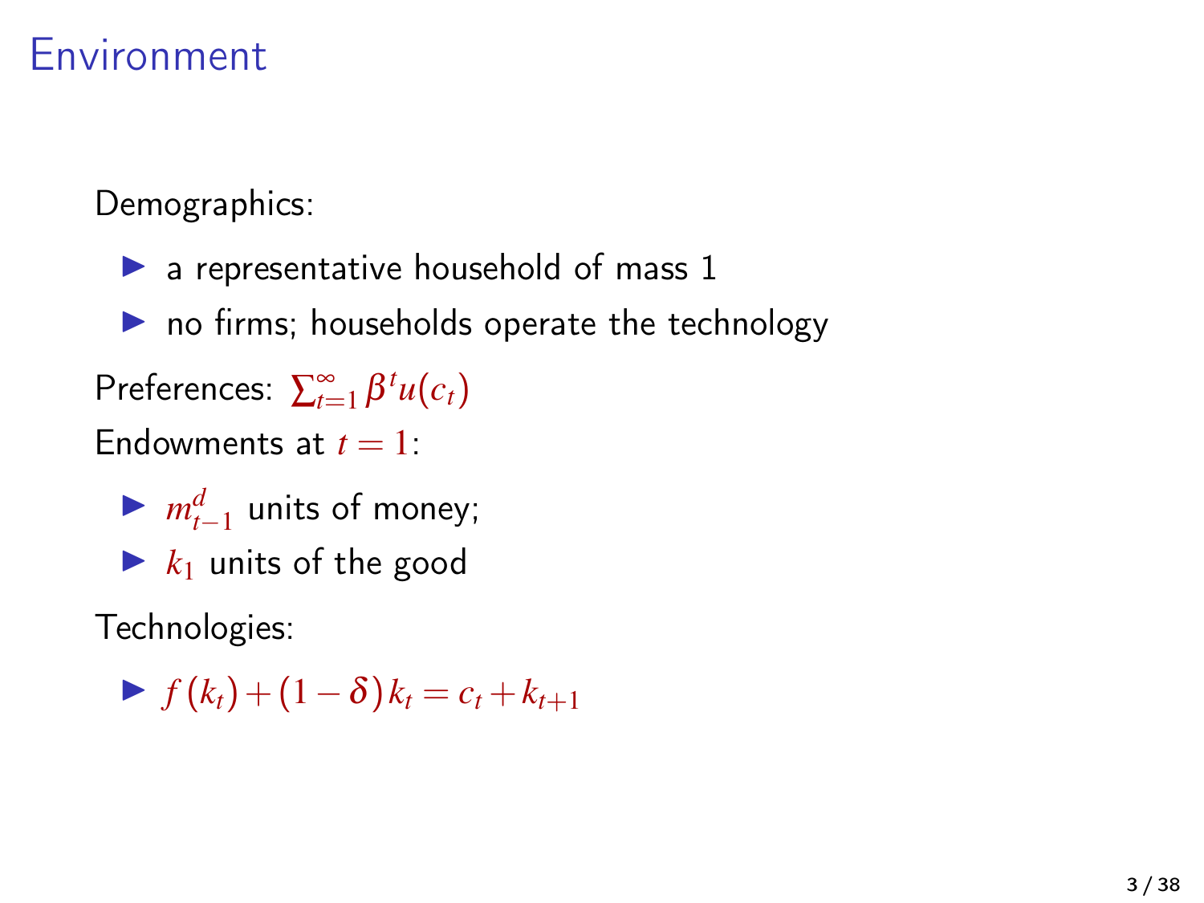# Environment

Demographics:

- a representative household of mass 1
- no firms; households operate the technology

Preferences: $\sum_{t=1}^{\infty} \beta^t u(c_t)$

Endowments at $t = 1$:

- $m_{t-1}^d$ units of money;
- $k_1$ units of the good

Technologies:

- $f(k_t) + (1-\delta) k_t = c_t + k_{t+1}$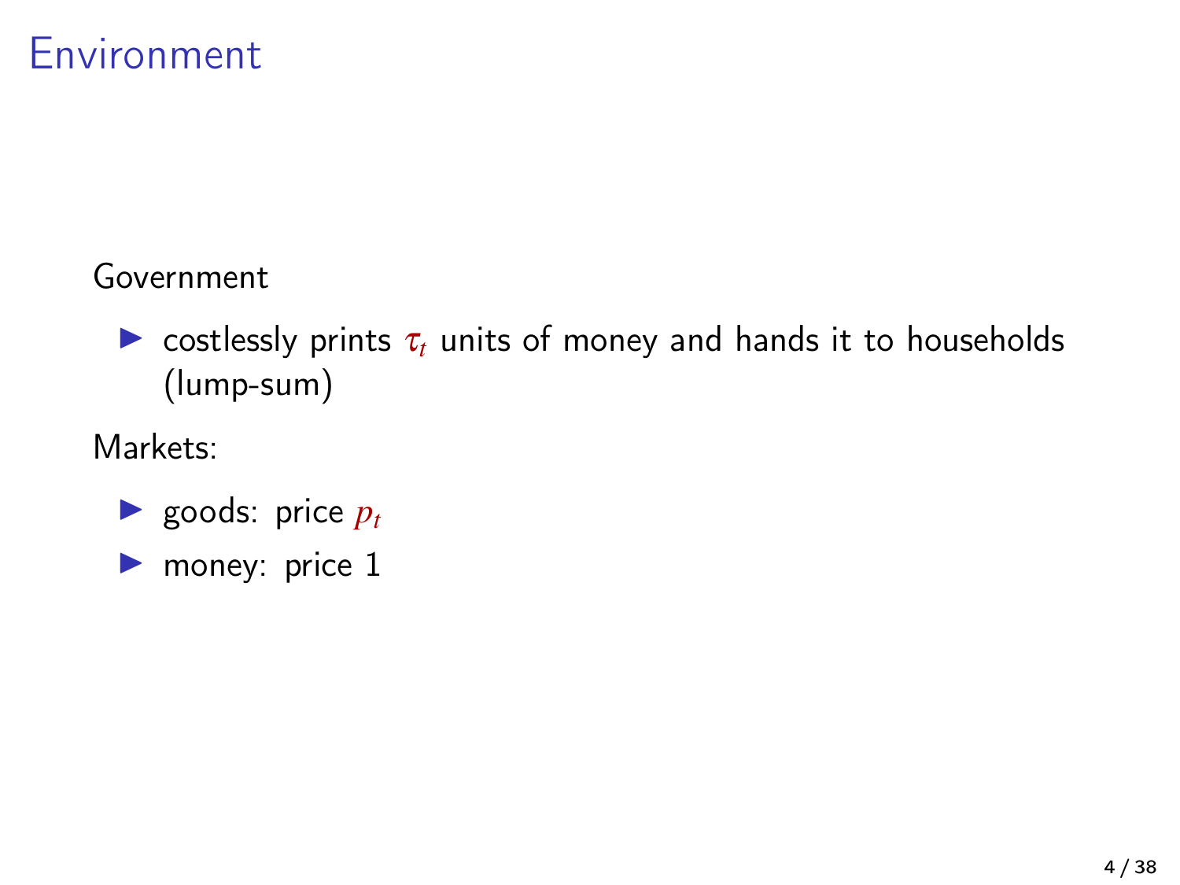# Environment

Government

- costlessly prints $\tau_t$ units of money and hands it to households (lump-sum)

Markets:

- goods: price $p_t$
- money: price 1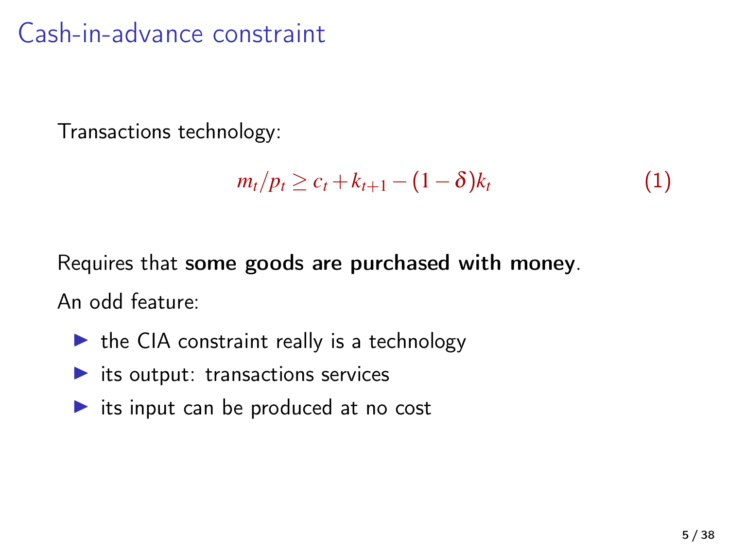# Cash-in-advance constraint

Transactions technology:

$$m_t/p_t \geq c_t + k_{t+1} - (1-\delta)k_t \tag{1}$$

Requires that **some goods are purchased with money**.

An odd feature:

- the CIA constraint really is a technology
- its output: transactions services
- its input can be produced at no cost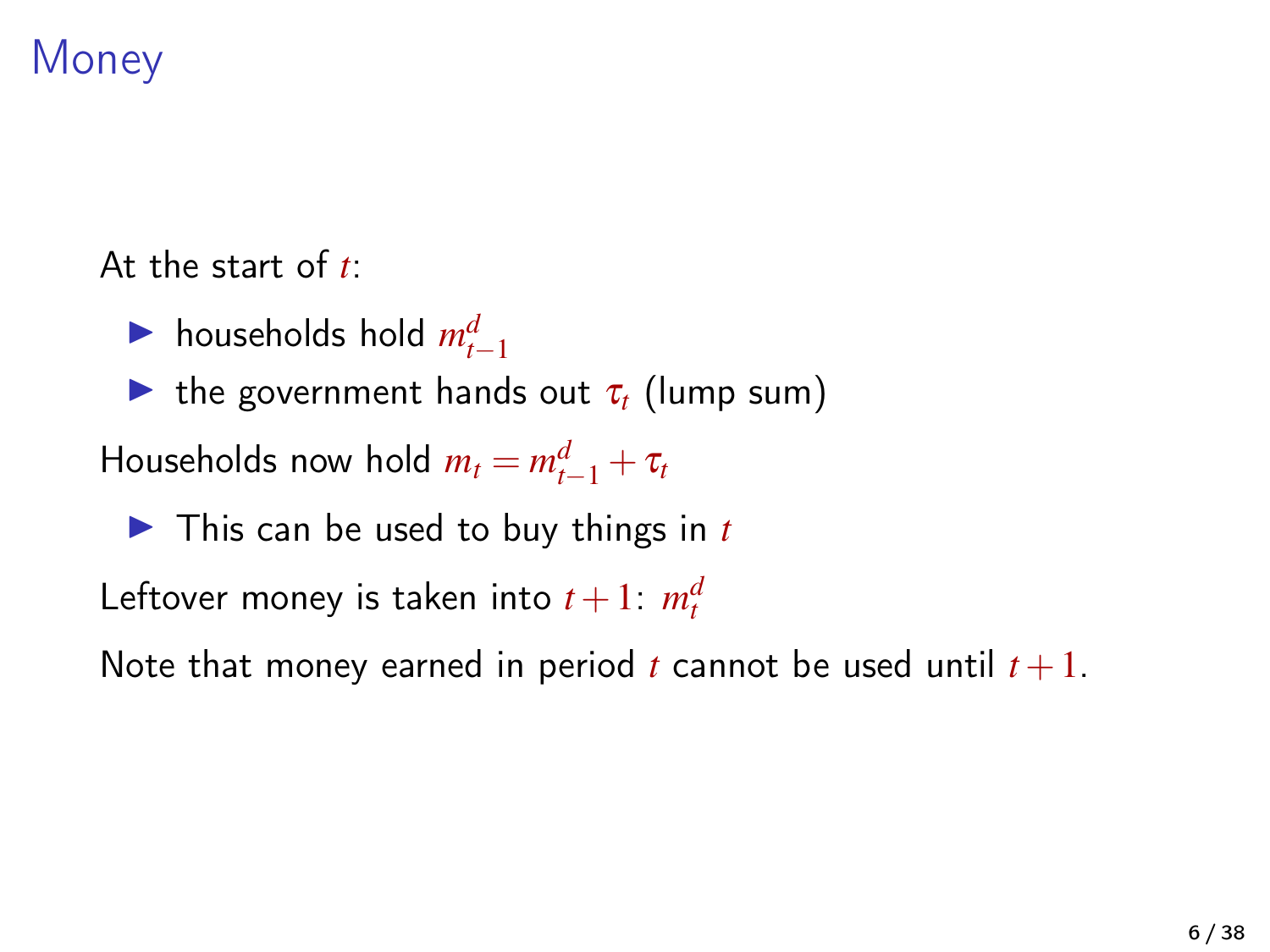# Money

At the start of $t$:

- households hold $m_{t-1}^d$
- the government hands out $\tau_t$ (lump sum)

Households now hold $m_t = m_{t-1}^d + \tau_t$

- This can be used to buy things in $t$

Leftover money is taken into $t+1$: $m_t^d$

Note that money earned in period $t$ cannot be used until $t+1$.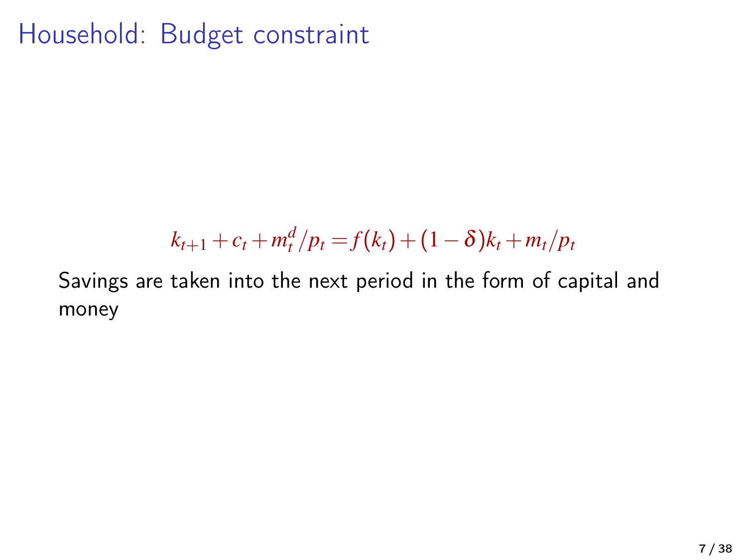# Household: Budget constraint

$$k_{t+1} + c_t + m_t^d / p_t = f(k_t) + (1 - \delta) k_t + m_t / p_t$$

Savings are taken into the next period in the form of capital and money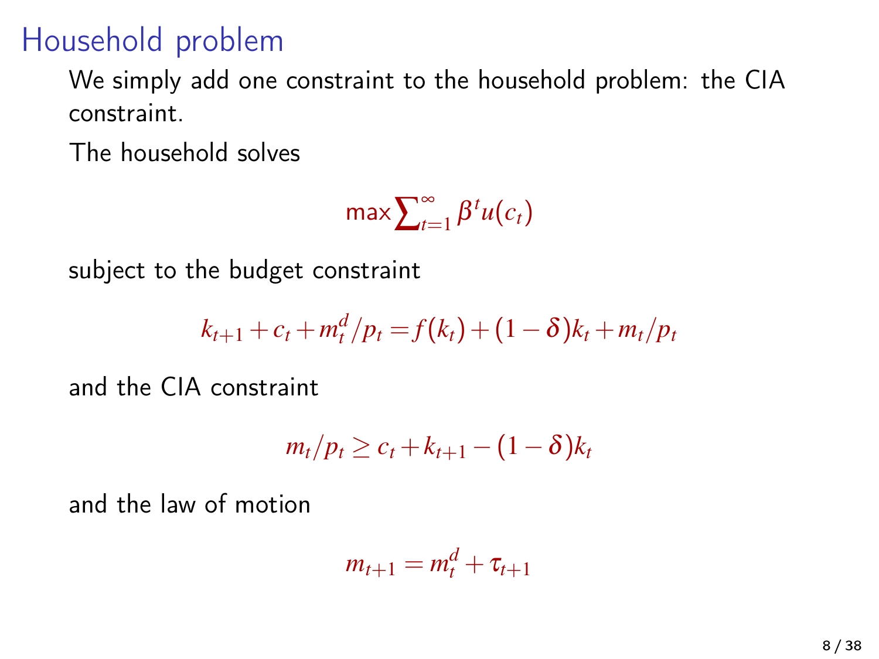# Household problem

We simply add one constraint to the household problem: the CIA constraint.

The household solves

$$\max \sum_{t=1}^{\infty} \beta^t u(c_t)$$

subject to the budget constraint

$$k_{t+1} + c_t + m_t^d / p_t = f(k_t) + (1-\delta)k_t + m_t / p_t$$

and the CIA constraint

$$m_t / p_t \geq c_t + k_{t+1} - (1-\delta)k_t$$

and the law of motion

$$m_{t+1} = m_t^d + \tau_{t+1}$$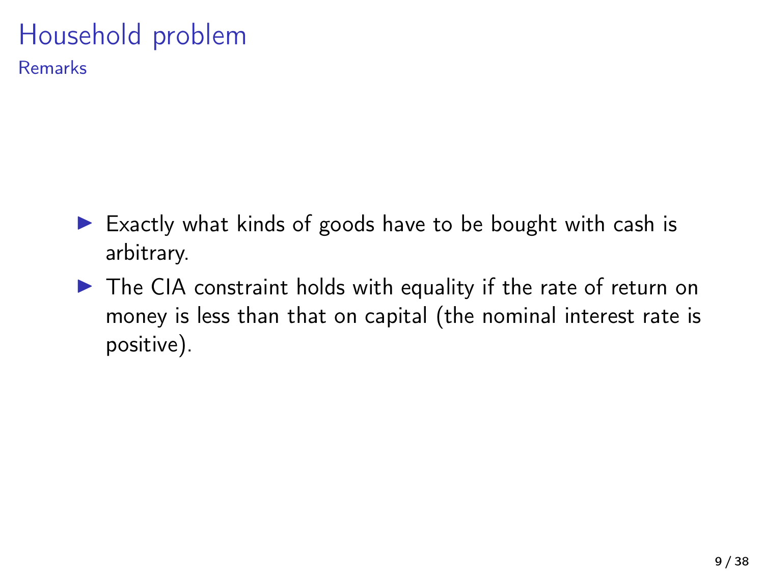# Household problem

## Remarks

- Exactly what kinds of goods have to be bought with cash is arbitrary.
- The CIA constraint holds with equality if the rate of return on money is less than that on capital (the nominal interest rate is positive).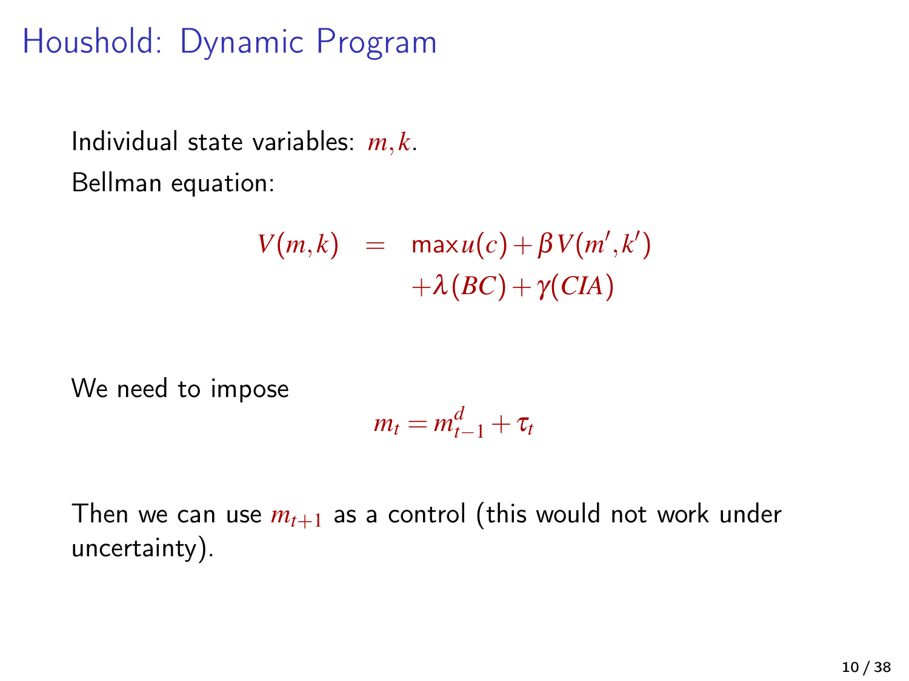# Houshold: Dynamic Program

Individual state variables: $m, k$.

Bellman equation:

$$
\begin{aligned}
V(m,k) &= \max u(c) + \beta V(m', k') \\
&\quad + \lambda(BC) + \gamma(CIA)
\end{aligned}
$$

We need to impose

$$m_t = m^d_{t-1} + \tau_t$$

Then we can use $m_{t+1}$ as a control (this would not work under uncertainty).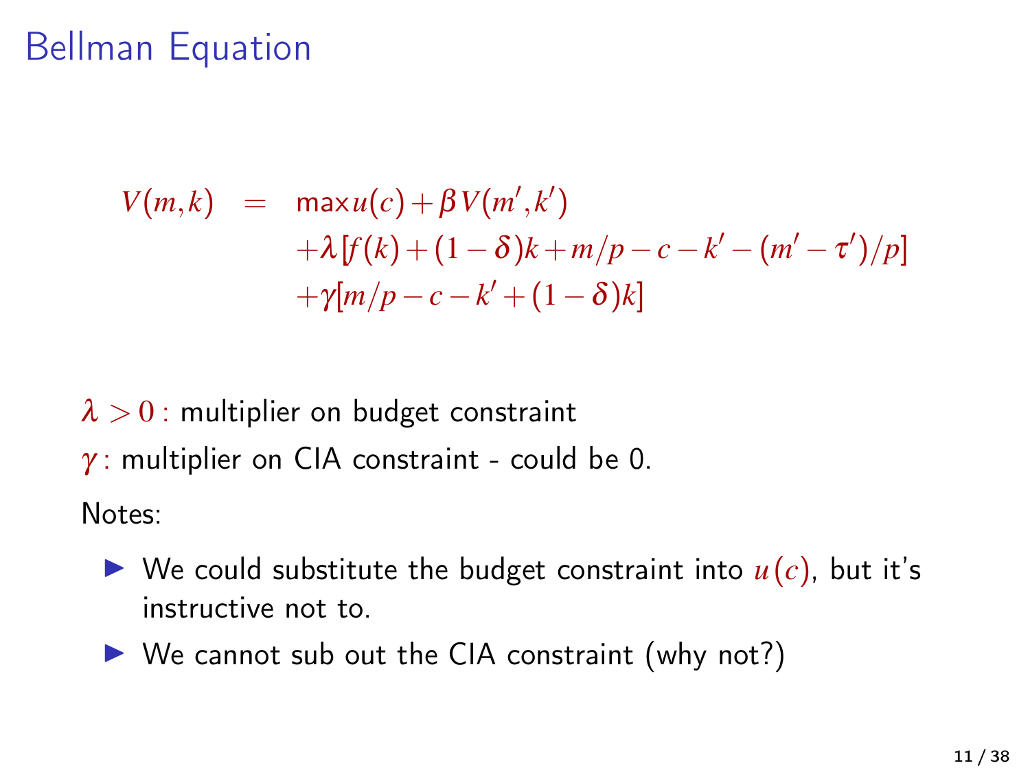# Bellman Equation

$$
\begin{aligned}
V(m,k) \;\; = \;\; & \max u(c) + \beta V(m',k') \\
& + \lambda [f(k) + (1-\delta)k + m/p - c - k' - (m' - \tau')/p] \\
& + \gamma [m/p - c - k' + (1-\delta)k]
\end{aligned}
$$

$\lambda > 0$ : multiplier on budget constraint

$\gamma$ : multiplier on CIA constraint - could be 0.

Notes:

- We could substitute the budget constraint into $u(c)$, but it's instructive not to.
- We cannot sub out the CIA constraint (why not?)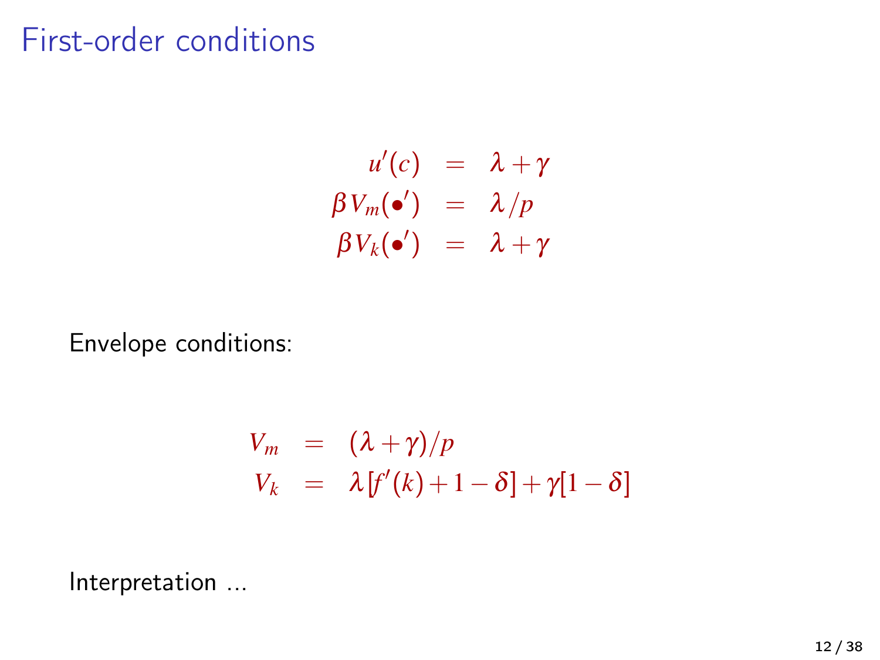# First-order conditions

$$
\begin{aligned}
u'(c) &= \lambda + \gamma \\
\beta V_m(\bullet') &= \lambda / p \\
\beta V_k(\bullet') &= \lambda + \gamma
\end{aligned}
$$

Envelope conditions:

$$
\begin{aligned}
V_m &= (\lambda + \gamma)/p \\
V_k &= \lambda[f'(k) + 1 - \delta] + \gamma[1 - \delta]
\end{aligned}
$$

Interpretation ...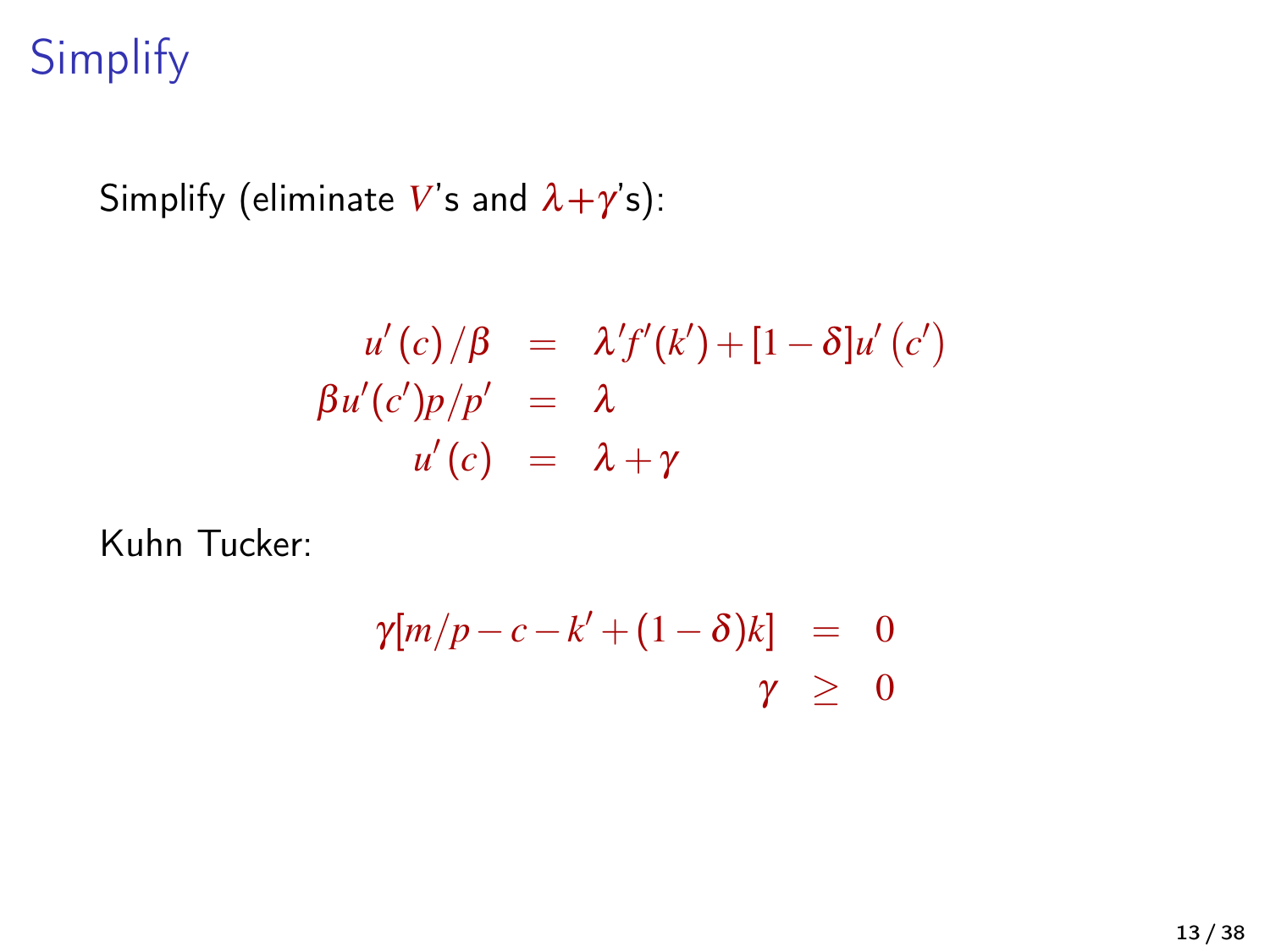# Simplify

Simplify (eliminate $V$'s and $\lambda + \gamma$'s):

$$
\begin{aligned}
u'(c)/\beta &= \lambda' f'(k') + [1-\delta] u'(c') \\
\beta u'(c') p/p' &= \lambda \\
u'(c) &= \lambda + \gamma
\end{aligned}
$$

Kuhn Tucker:

$$
\begin{aligned}
\gamma [m/p - c - k' + (1-\delta) k] &= 0 \\
\gamma &\geq 0
\end{aligned}
$$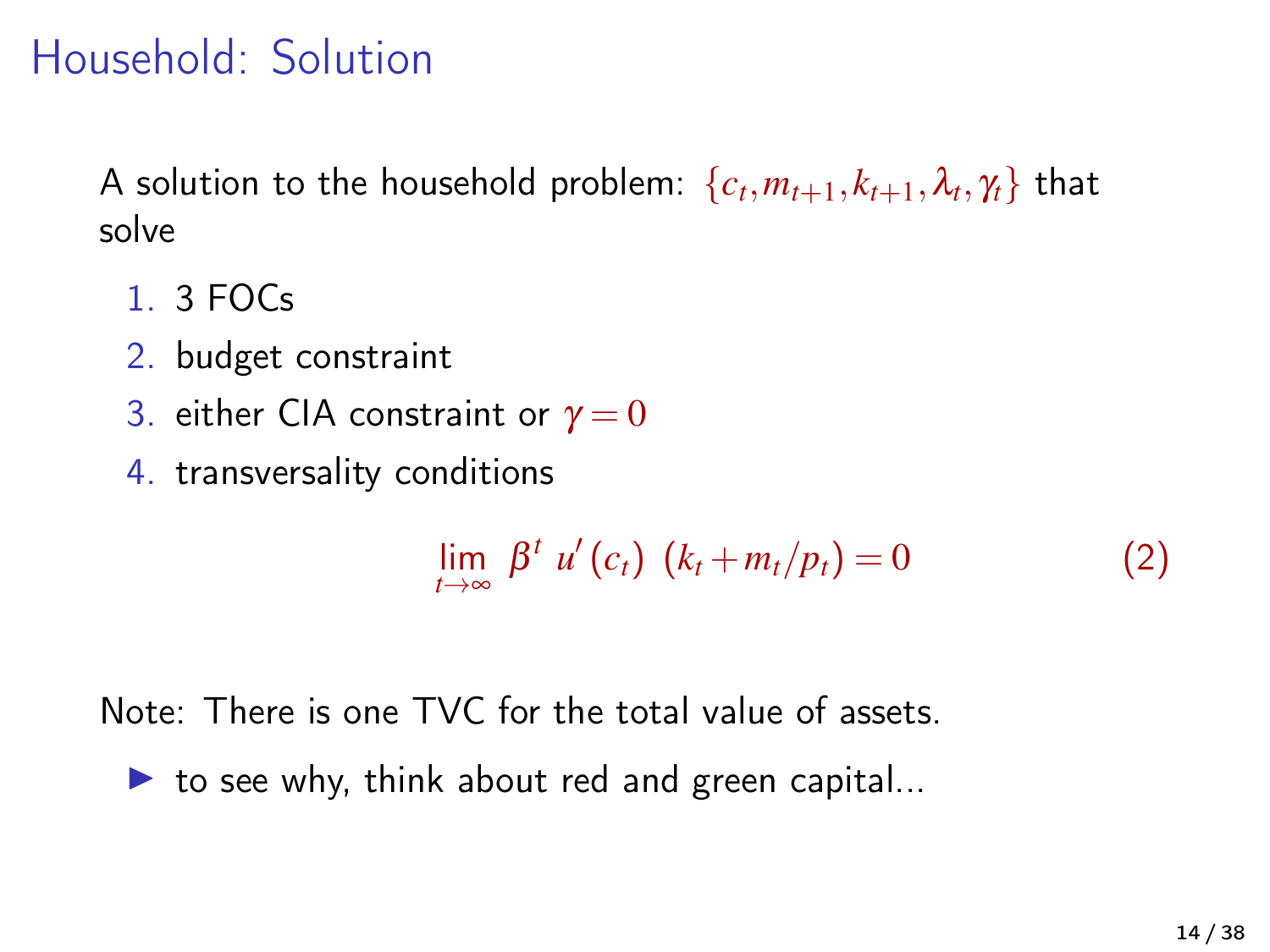# Household: Solution

A solution to the household problem: $\{c_t, m_{t+1}, k_{t+1}, \lambda_t, \gamma_t\}$ that solve

1. 3 FOCs
2. budget constraint
3. either CIA constraint or $\gamma = 0$
4. transversality conditions

$$\lim_{t \to \infty} \beta^t \, u'(c_t) \, (k_t + m_t/p_t) = 0 \tag{2}$$

Note: There is one TVC for the total value of assets.

- to see why, think about red and green capital...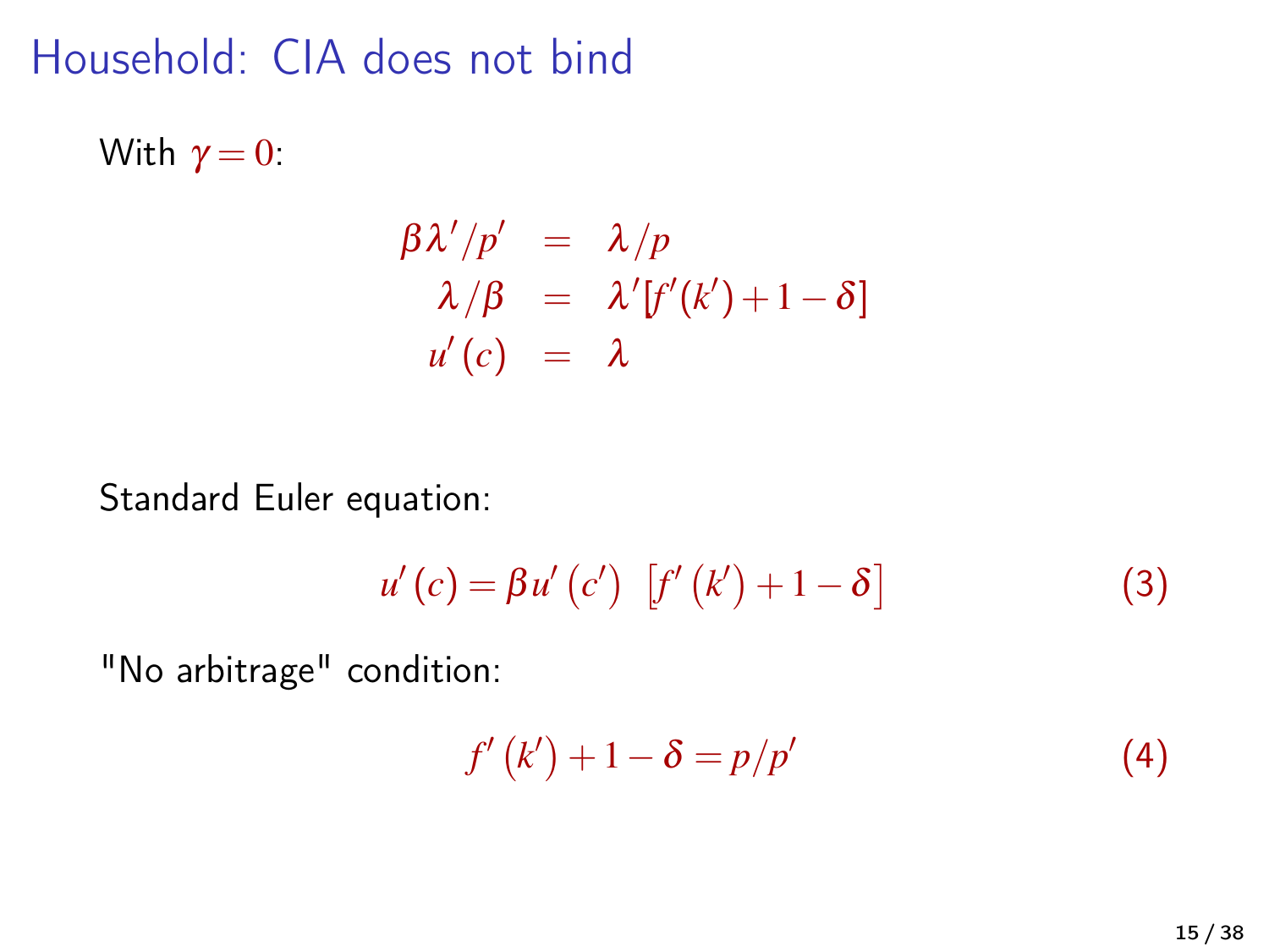# Household: CIA does not bind

With $\gamma = 0$:

$$\begin{aligned} \beta \lambda' / p' &= \lambda / p \\ \lambda / \beta &= \lambda' [f'(k') + 1 - \delta] \\ u'(c) &= \lambda \end{aligned}$$

Standard Euler equation:

$$u'(c) = \beta u'(c') \; [f'(k') + 1 - \delta] \tag{3}$$

"No arbitrage" condition:

$$f'(k') + 1 - \delta = p / p' \tag{4}$$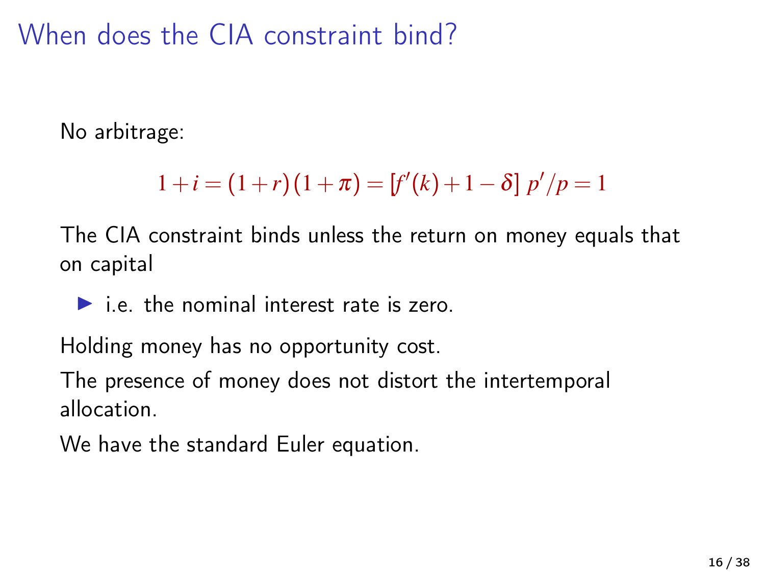# When does the CIA constraint bind?

No arbitrage:

$$1+i=(1+r)(1+\pi)=[f'(k)+1-\delta]\;p'/p=1$$

The CIA constraint binds unless the return on money equals that on capital

- i.e. the nominal interest rate is zero.

Holding money has no opportunity cost.

The presence of money does not distort the intertemporal allocation.

We have the standard Euler equation.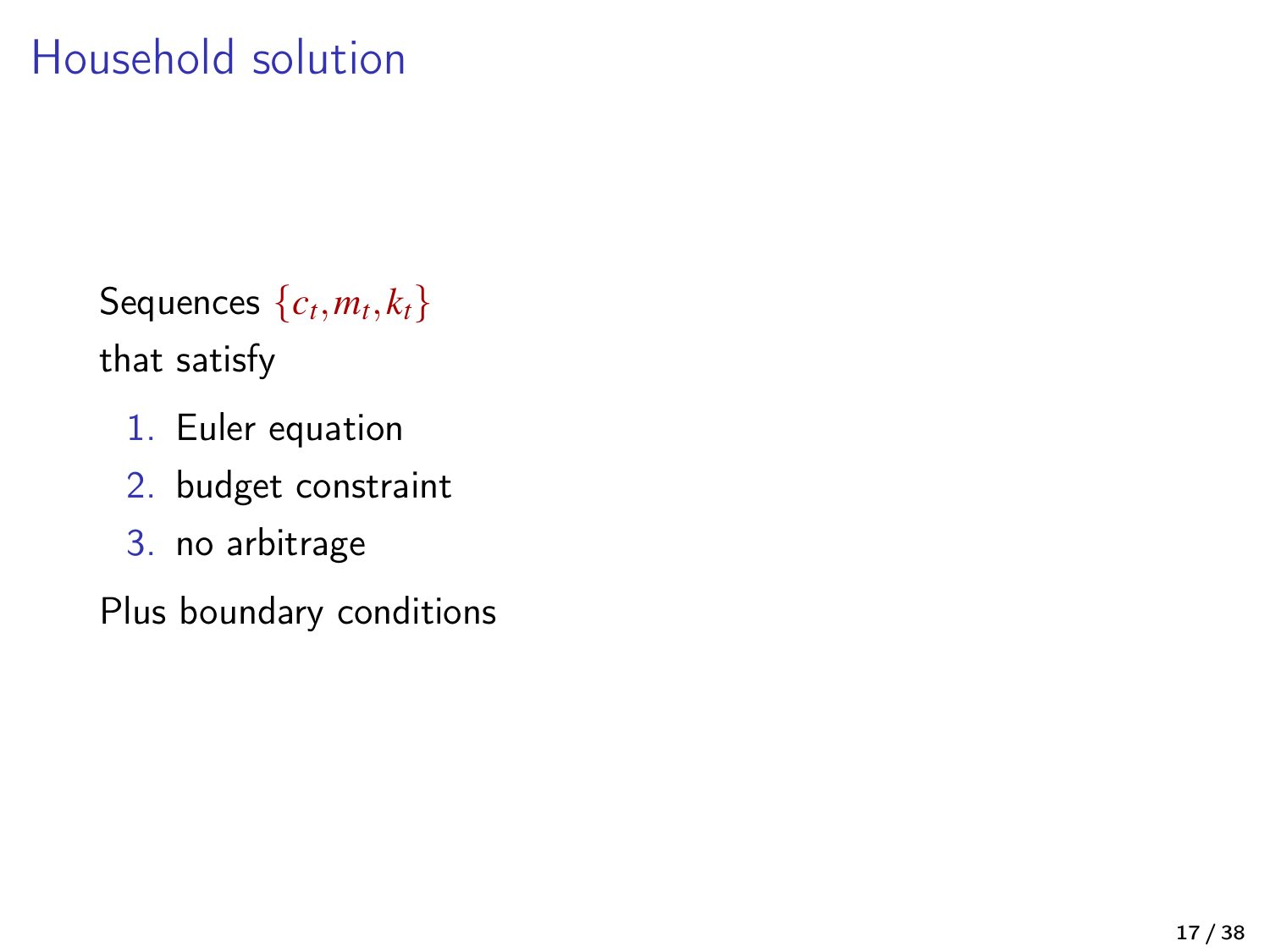# Household solution

Sequences $\{c_t, m_t, k_t\}$ that satisfy

1. Euler equation
2. budget constraint
3. no arbitrage

Plus boundary conditions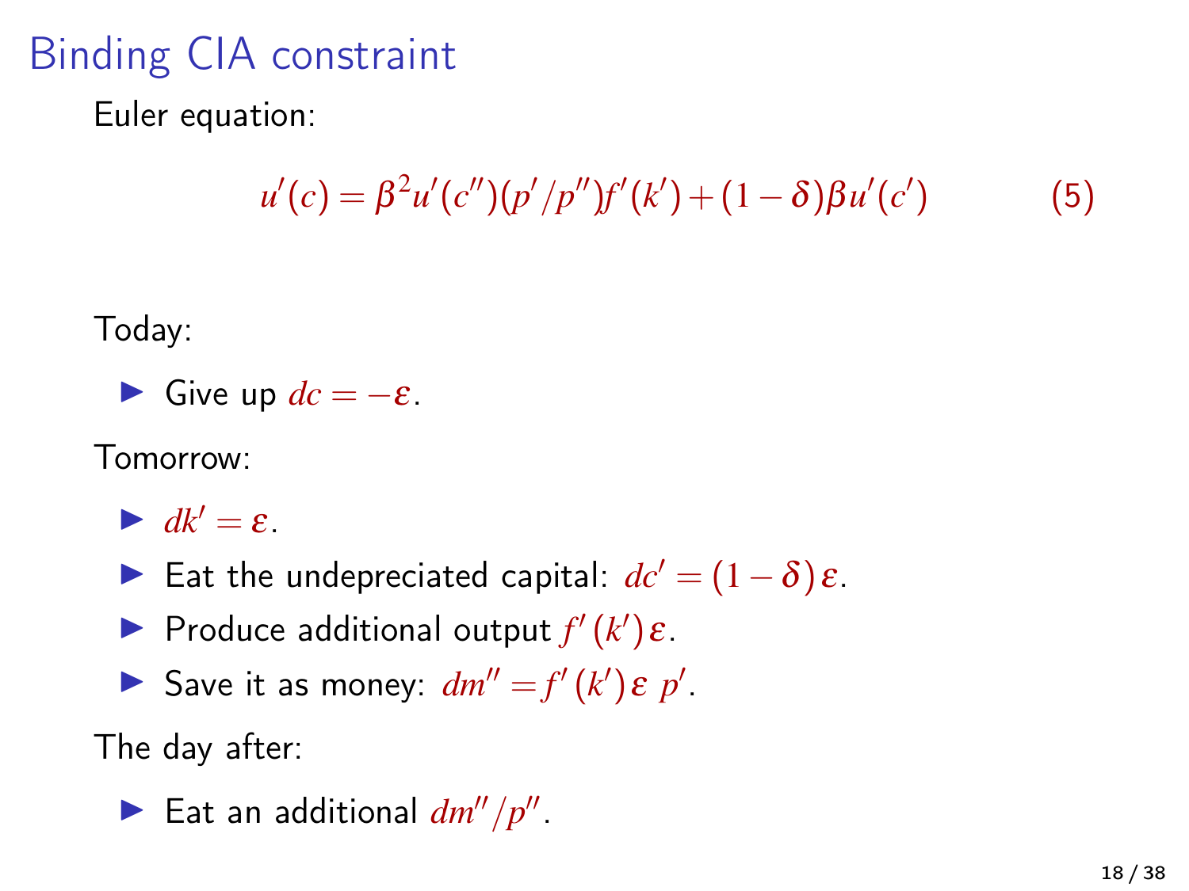# Binding CIA constraint

Euler equation:

$$u'(c) = \beta^2 u'(c'')(p'/p'')f'(k') + (1-\delta)\beta u'(c') \tag{5}$$

Today:

- Give up $dc = -\varepsilon$.

Tomorrow:

- $dk' = \varepsilon$.
- Eat the undepreciated capital: $dc' = (1-\delta)\varepsilon$.
- Produce additional output $f'(k')\varepsilon$.
- Save it as money: $dm'' = f'(k')\varepsilon\, p'$.

The day after:

- Eat an additional $dm''/p''$.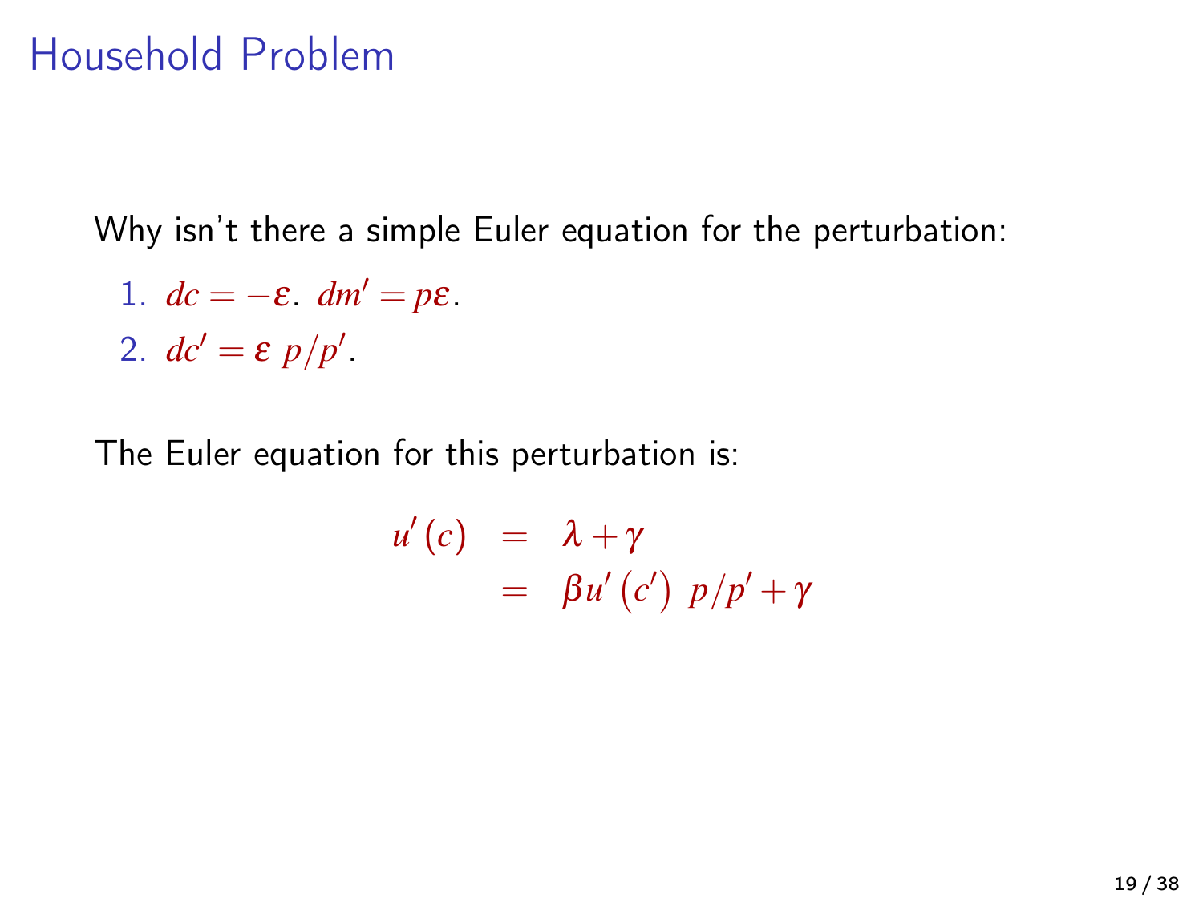# Household Problem

Why isn't there a simple Euler equation for the perturbation:

1. $dc = -\varepsilon$. $dm' = p\varepsilon$.
2. $dc' = \varepsilon \; p/p'$.

The Euler equation for this perturbation is:

$$
\begin{aligned}
u'(c) &= \lambda + \gamma \\
&= \beta u'(c') \; p/p' + \gamma
\end{aligned}
$$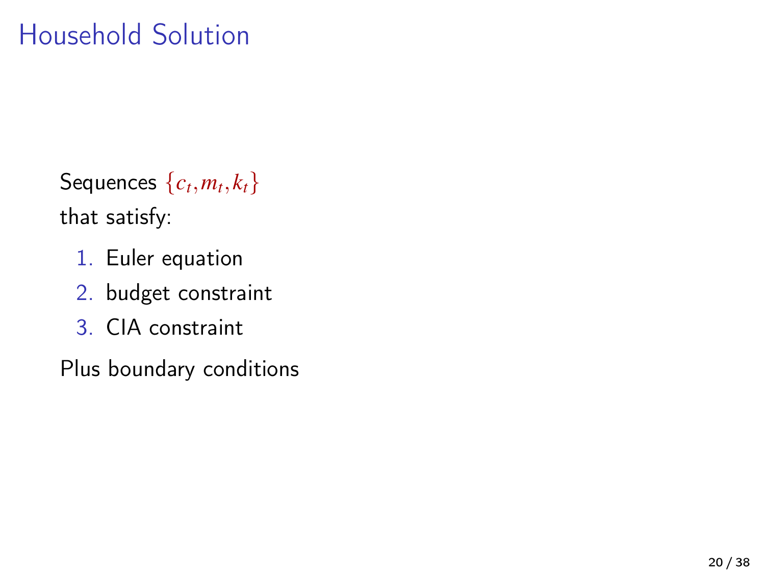# Household Solution

Sequences $\{c_t, m_t, k_t\}$
that satisfy:

1. Euler equation
2. budget constraint
3. CIA constraint

Plus boundary conditions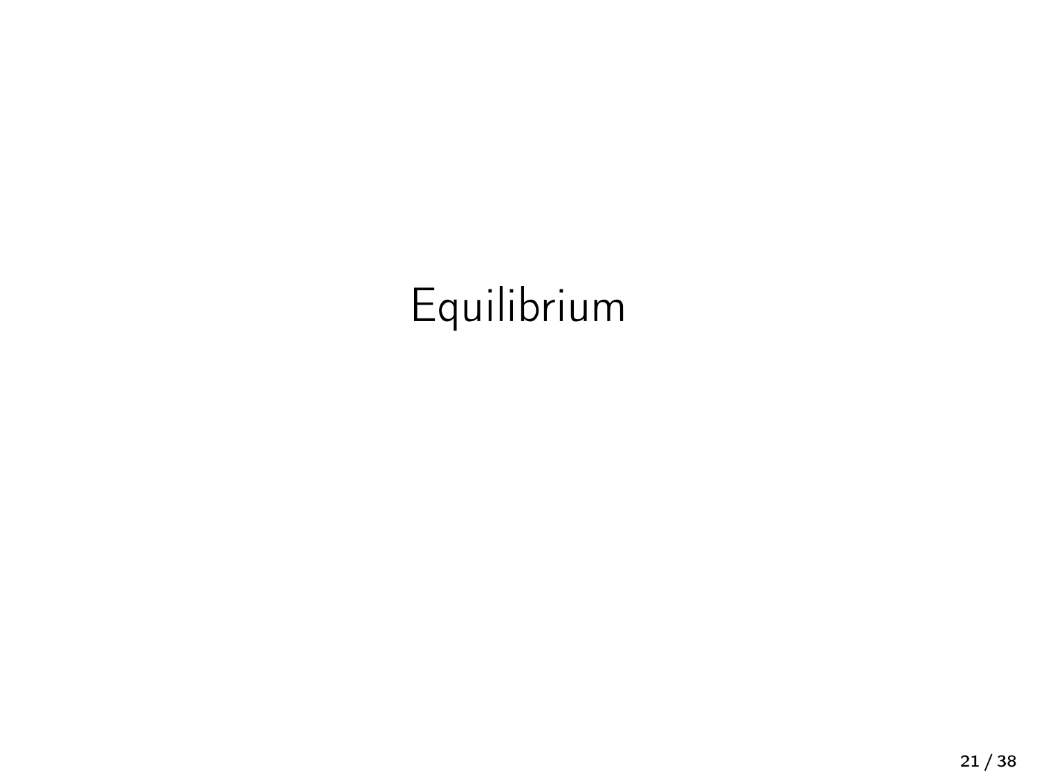# Equilibrium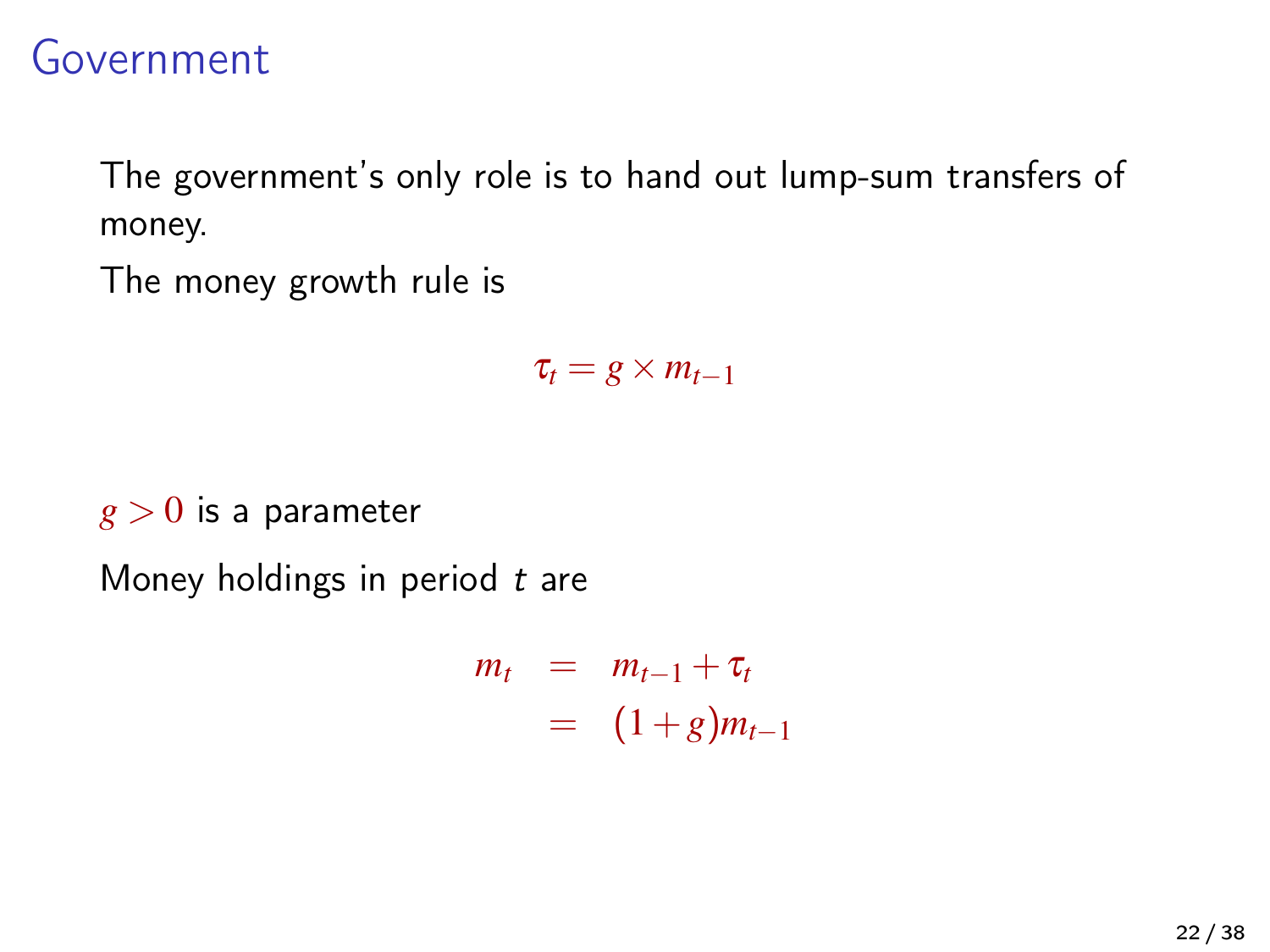# Government

The government's only role is to hand out lump-sum transfers of money.

The money growth rule is

$$\tau_t = g \times m_{t-1}$$

$g > 0$ is a parameter

Money holdings in period $t$ are

$$\begin{aligned} m_t &= m_{t-1} + \tau_t \\ &= (1+g)m_{t-1} \end{aligned}$$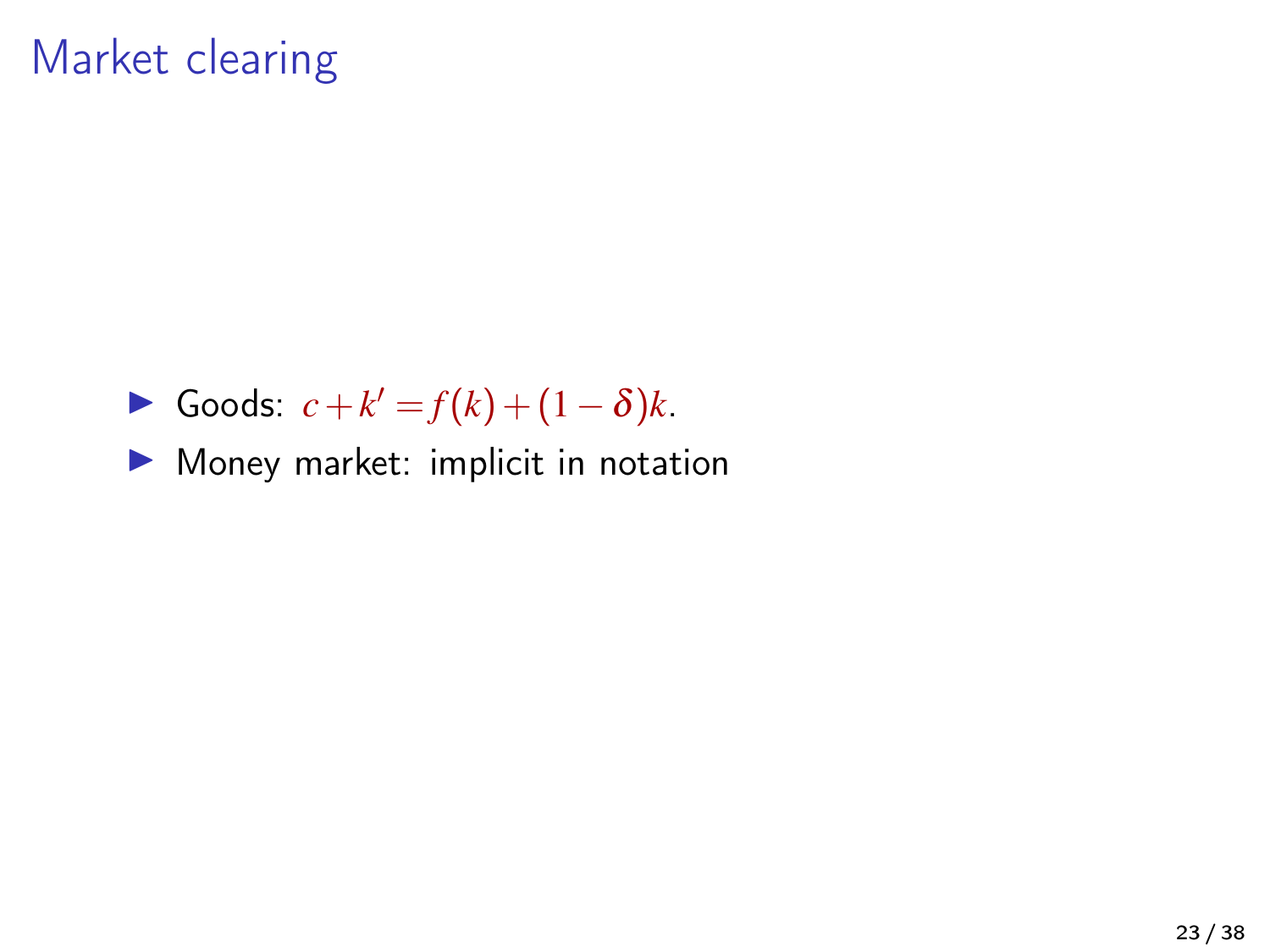# Market clearing

- Goods: $c + k' = f(k) + (1 - \delta)k$.
- Money market: implicit in notation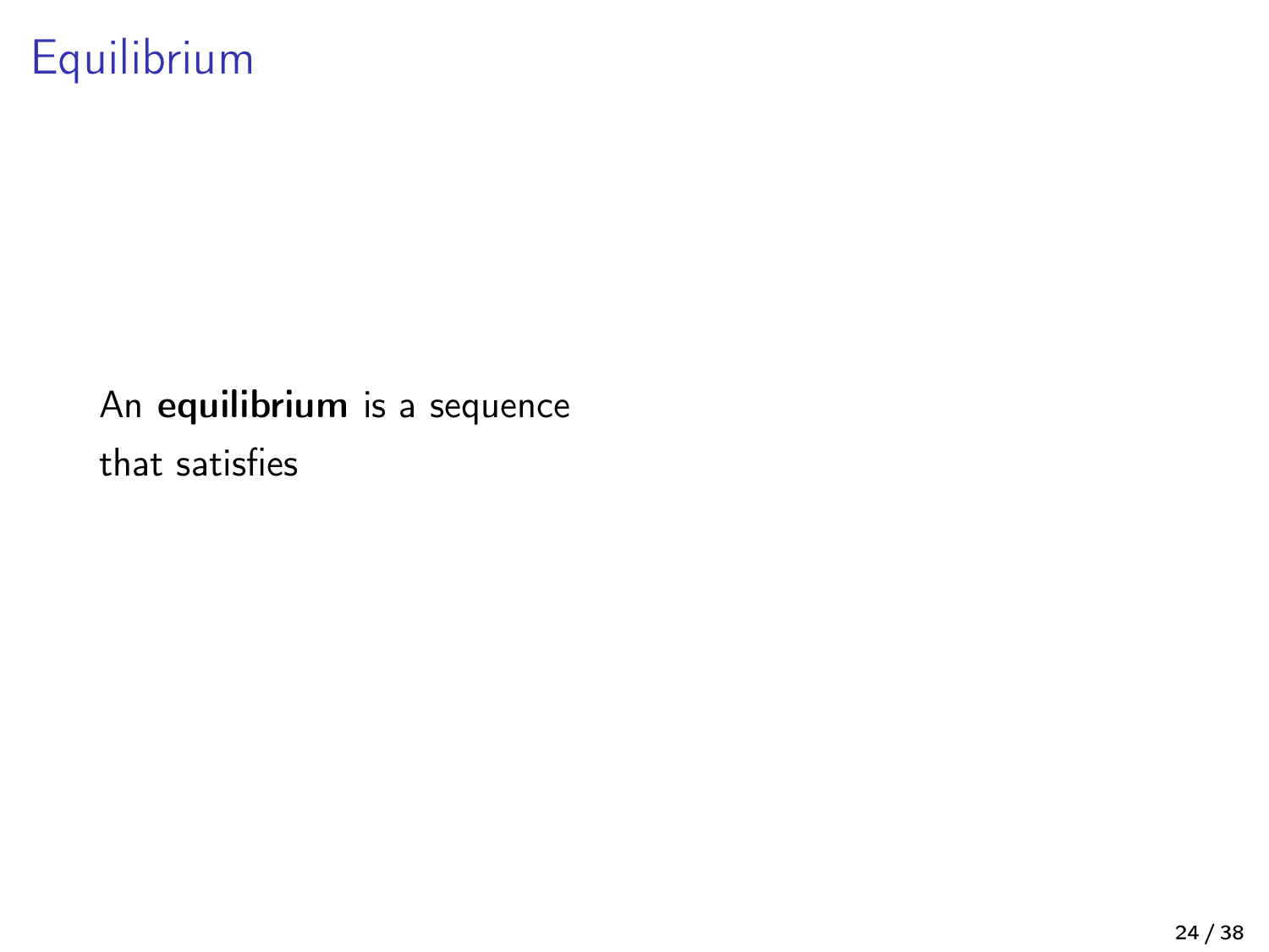# Equilibrium

An **equilibrium** is a sequence

that satisfies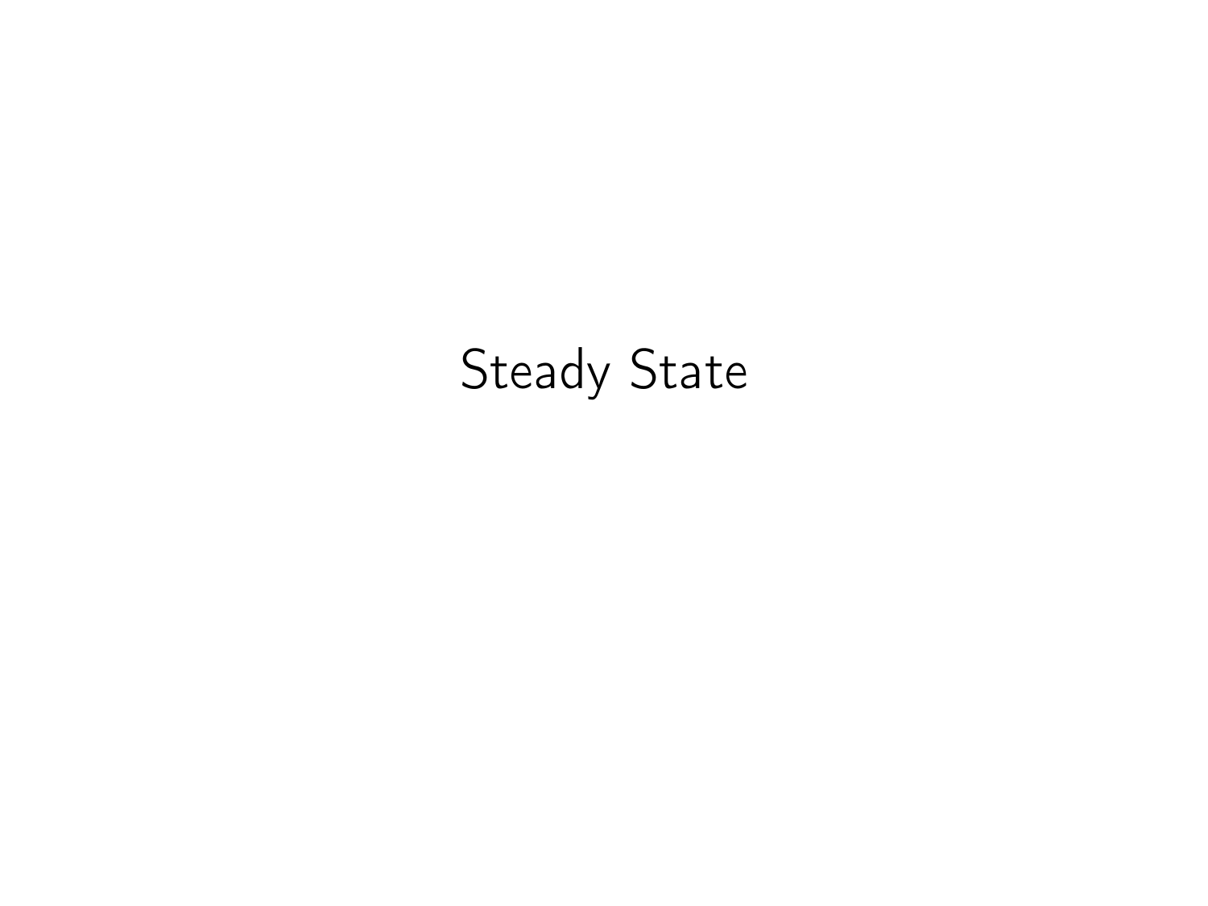# Steady State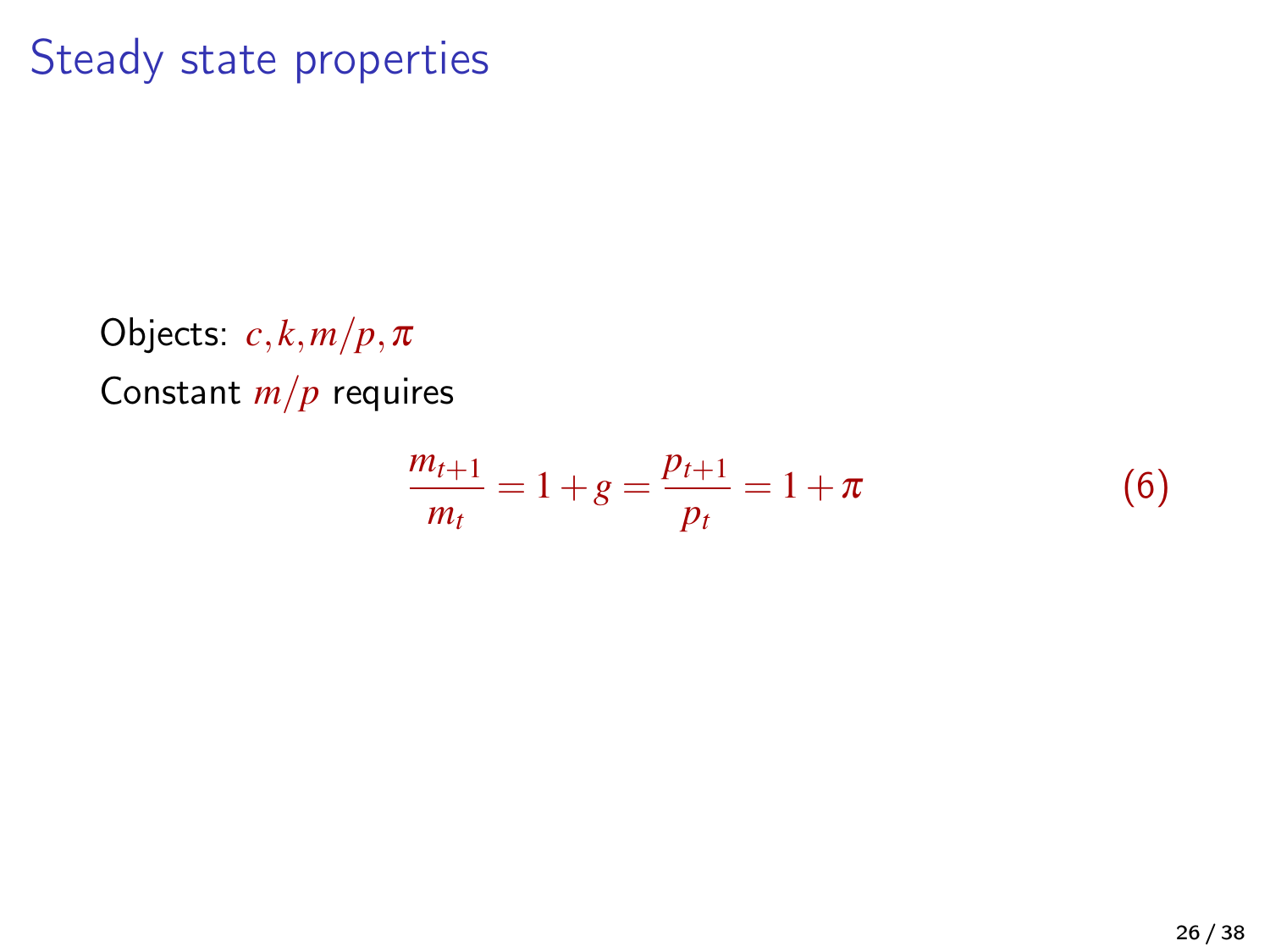# Steady state properties

Objects: $c, k, m/p, \pi$

Constant $m/p$ requires

$$\frac{m_{t+1}}{m_t} = 1 + g = \frac{p_{t+1}}{p_t} = 1 + \pi \tag{6}$$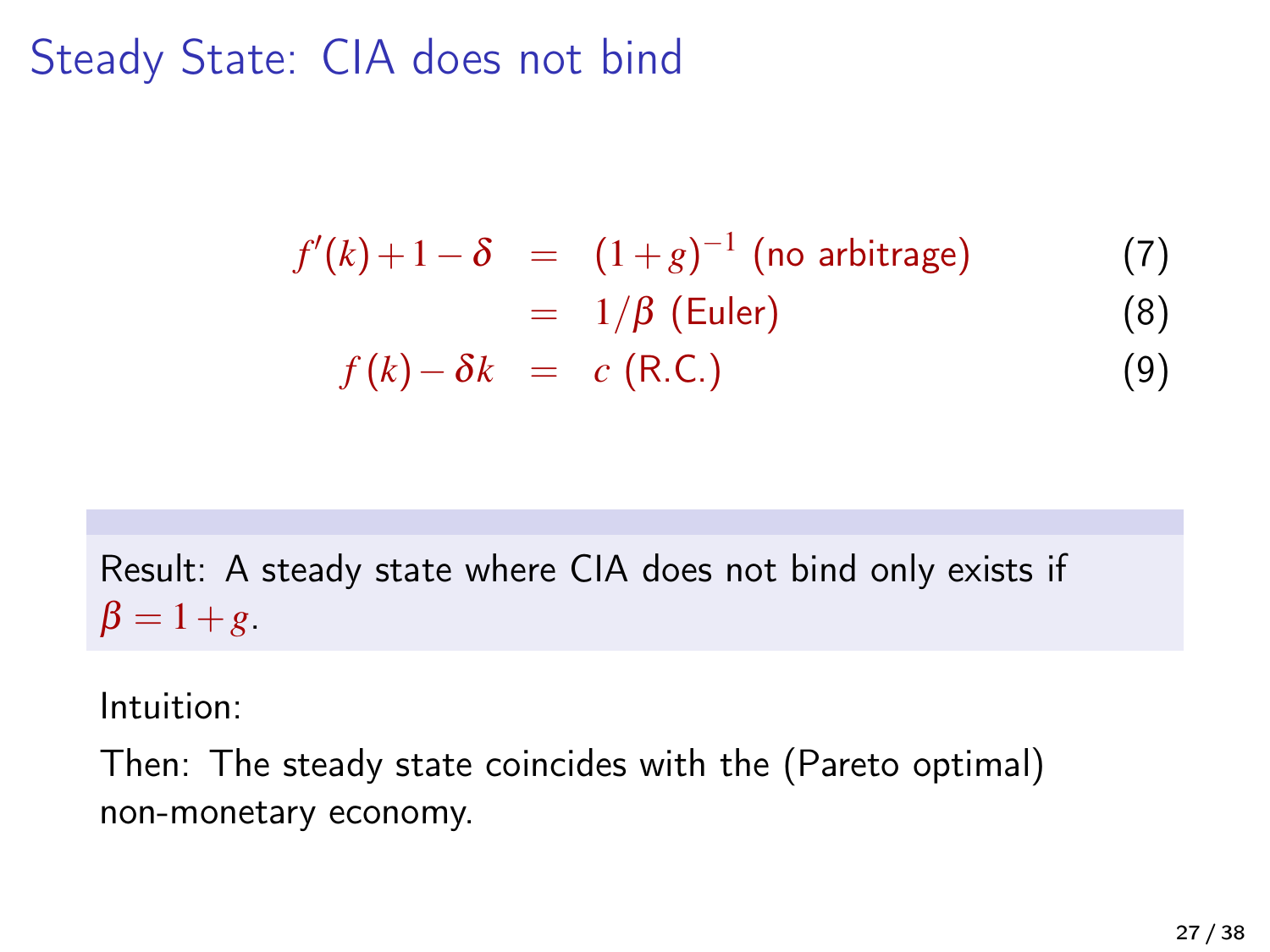# Steady State: CIA does not bind

$$
\begin{aligned}
f'(k) + 1 - \delta &= (1+g)^{-1} \text{ (no arbitrage)} && (7) \\
&= 1/\beta \text{ (Euler)} && (8) \\
f(k) - \delta k &= c \text{ (R.C.)} && (9)
\end{aligned}
$$

Result: A steady state where CIA does not bind only exists if $\beta = 1 + g$.

Intuition:

Then: The steady state coincides with the (Pareto optimal) non-monetary economy.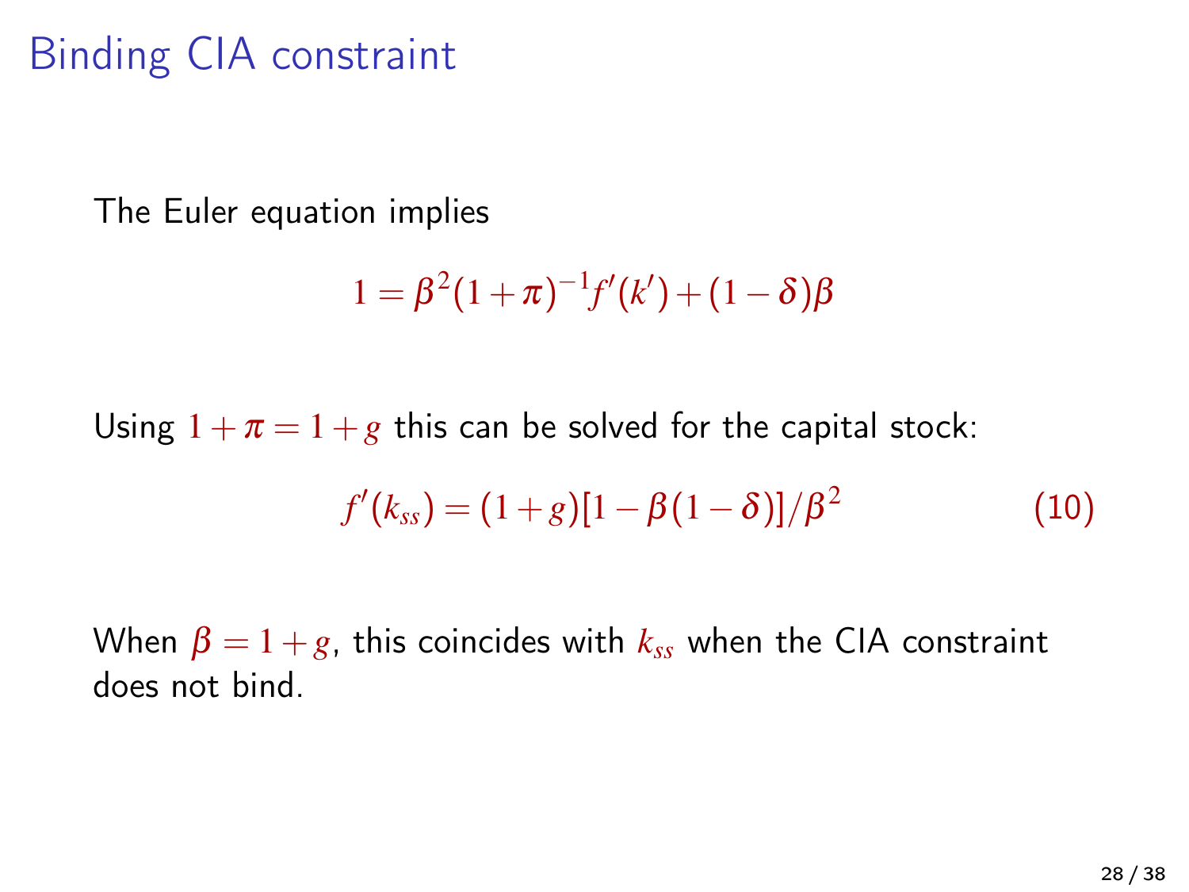# Binding CIA constraint

The Euler equation implies

$$1 = \beta^2 (1+\pi)^{-1} f'(k') + (1-\delta)\beta$$

Using $1+\pi = 1+g$ this can be solved for the capital stock:

$$f'(k_{ss}) = (1+g)[1-\beta(1-\delta)]/\beta^2 \tag{10}$$

When $\beta = 1+g$, this coincides with $k_{ss}$ when the CIA constraint does not bind.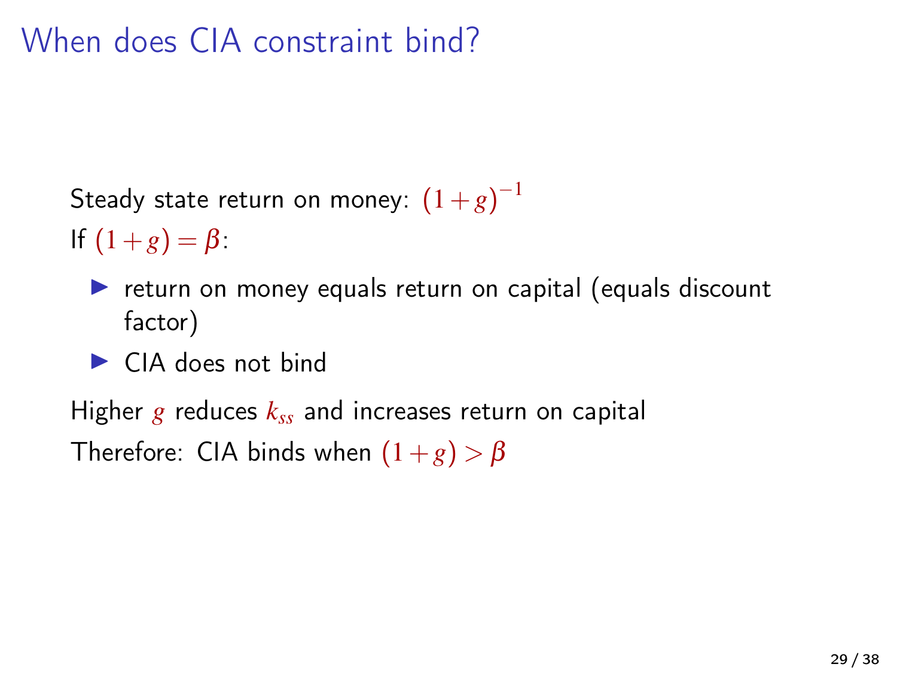# When does CIA constraint bind?

Steady state return on money: $(1+g)^{-1}$

If $(1+g) = \beta$:

- return on money equals return on capital (equals discount factor)
- CIA does not bind

Higher $g$ reduces $k_{ss}$ and increases return on capital

Therefore: CIA binds when $(1+g) > \beta$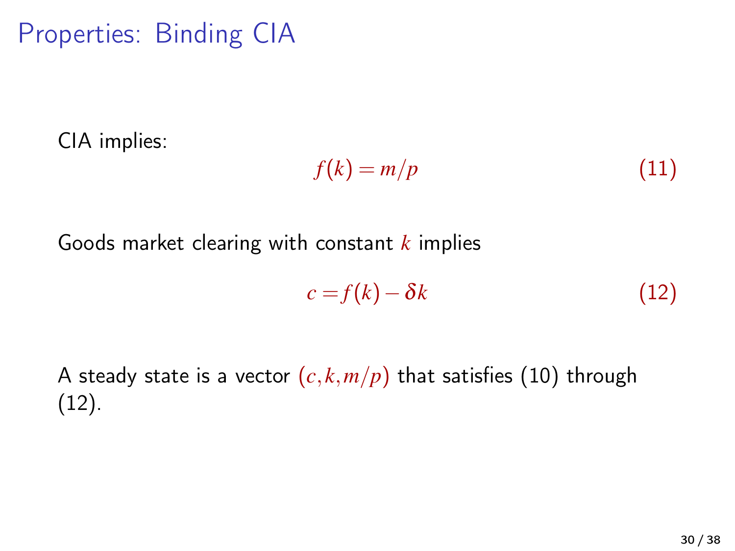# Properties: Binding CIA

CIA implies:

$$f(k) = m/p \tag{11}$$

Goods market clearing with constant $k$ implies

$$c = f(k) - \delta k \tag{12}$$

A steady state is a vector $(c, k, m/p)$ that satisfies (10) through (12).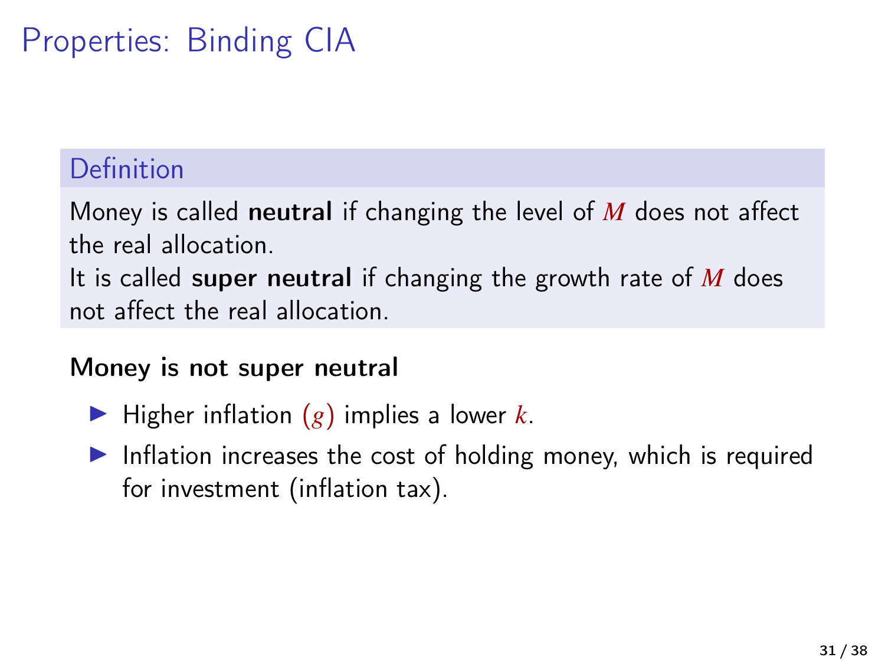# Properties: Binding CIA

**Definition**

Money is called **neutral** if changing the level of $M$ does not affect the real allocation.
It is called **super neutral** if changing the growth rate of $M$ does not affect the real allocation.

**Money is not super neutral**

- Higher inflation $(g)$ implies a lower $k$.
- Inflation increases the cost of holding money, which is required for investment (inflation tax).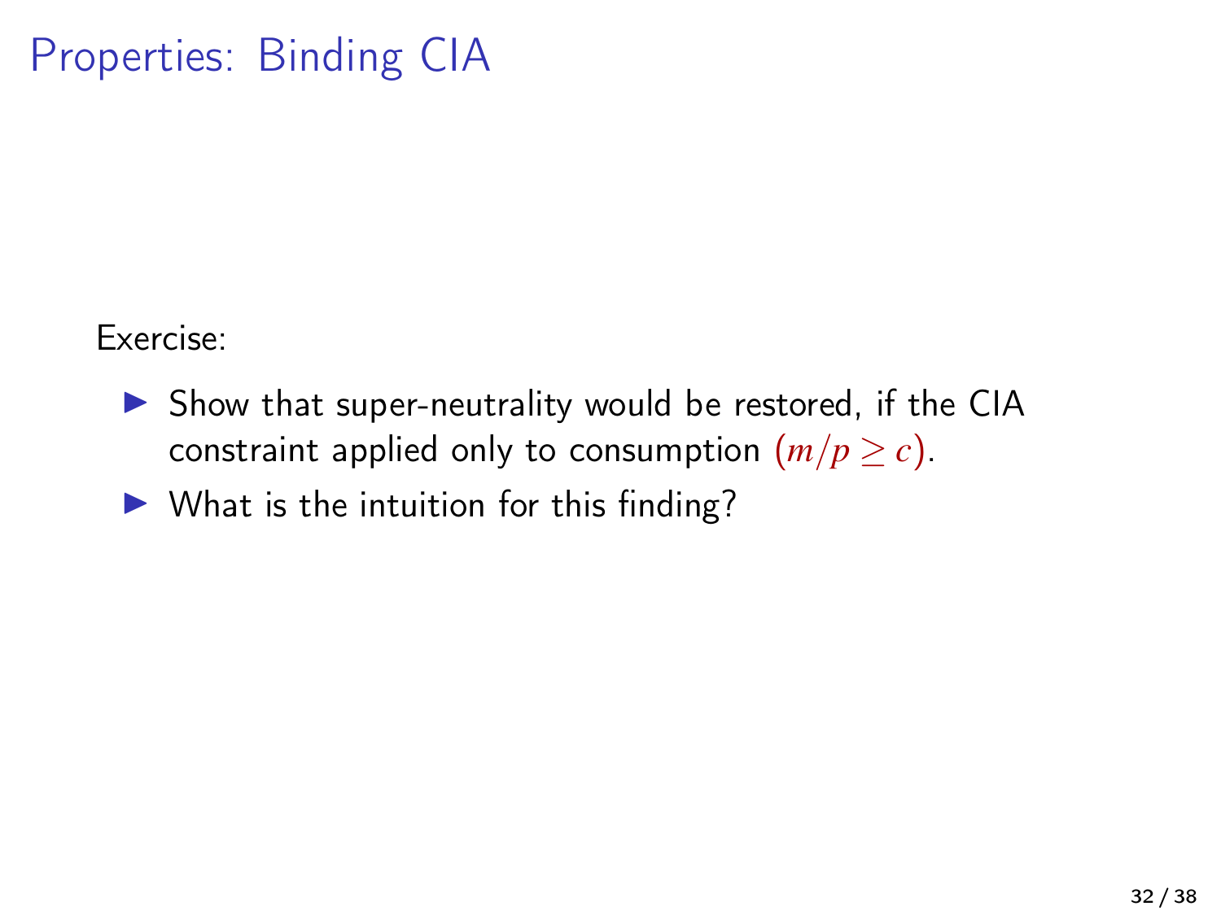# Properties: Binding CIA

Exercise:

- Show that super-neutrality would be restored, if the CIA constraint applied only to consumption $(m/p \geq c)$.
- What is the intuition for this finding?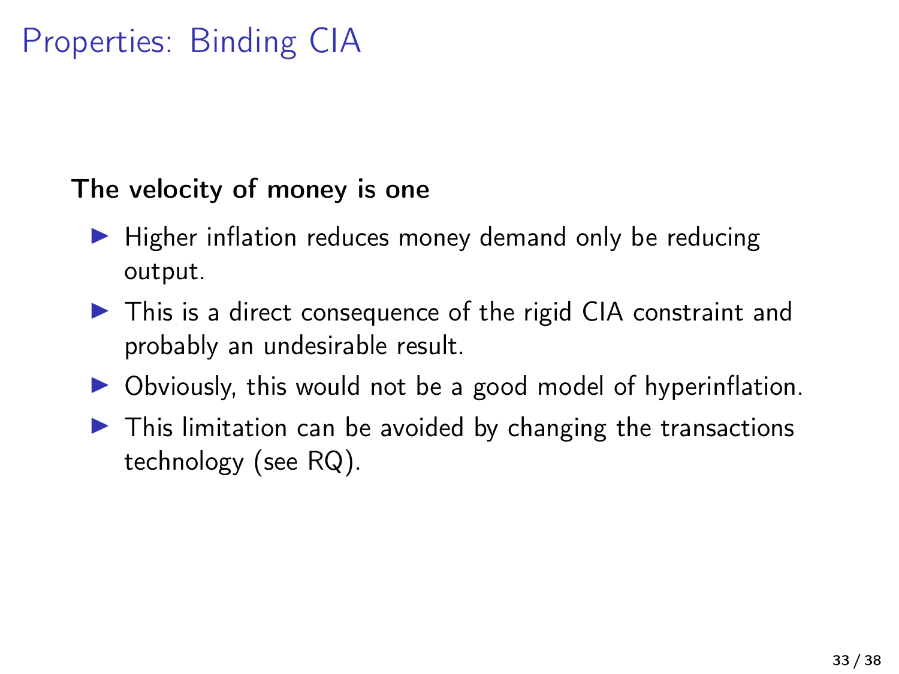# Properties: Binding CIA

**The velocity of money is one**

- Higher inflation reduces money demand only be reducing output.
- This is a direct consequence of the rigid CIA constraint and probably an undesirable result.
- Obviously, this would not be a good model of hyperinflation.
- This limitation can be avoided by changing the transactions technology (see RQ).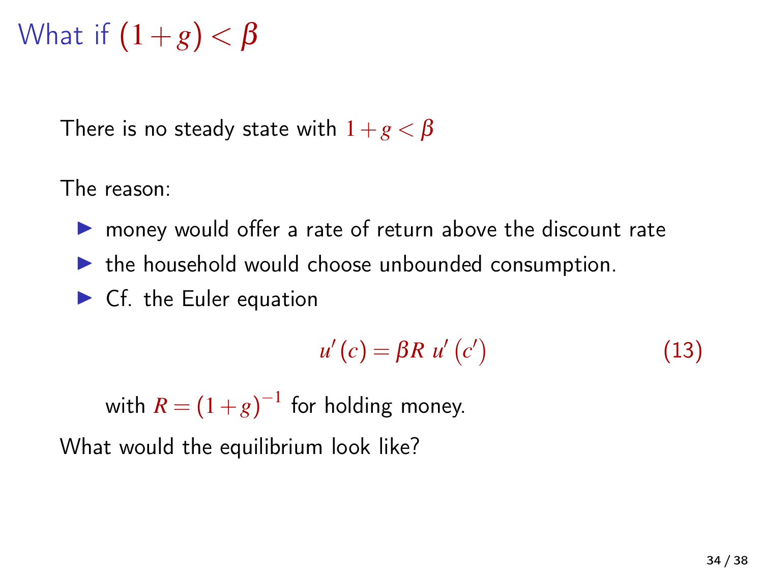# What if $(1+g) < \beta$

There is no steady state with $1+g < \beta$

The reason:

- money would offer a rate of return above the discount rate
- the household would choose unbounded consumption.
- Cf. the Euler equation

$$u'(c) = \beta R \, u'(c') \tag{13}$$

  with $R = (1+g)^{-1}$ for holding money.

What would the equilibrium look like?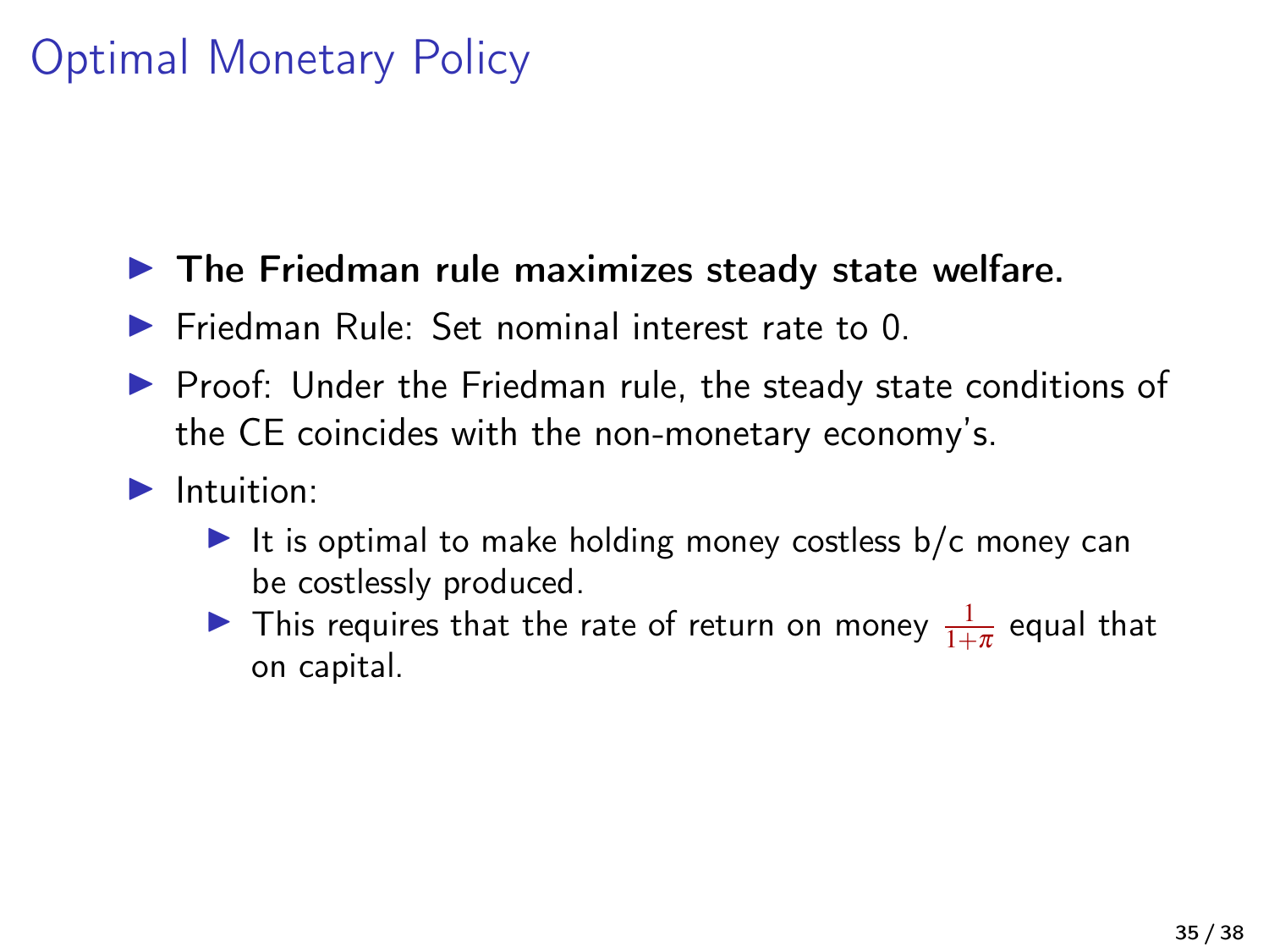# Optimal Monetary Policy

- **The Friedman rule maximizes steady state welfare.**
- Friedman Rule: Set nominal interest rate to 0.
- Proof: Under the Friedman rule, the steady state conditions of the CE coincides with the non-monetary economy's.
- Intuition:
  - It is optimal to make holding money costless b/c money can be costlessly produced.
  - This requires that the rate of return on money $\frac{1}{1+\pi}$ equal that on capital.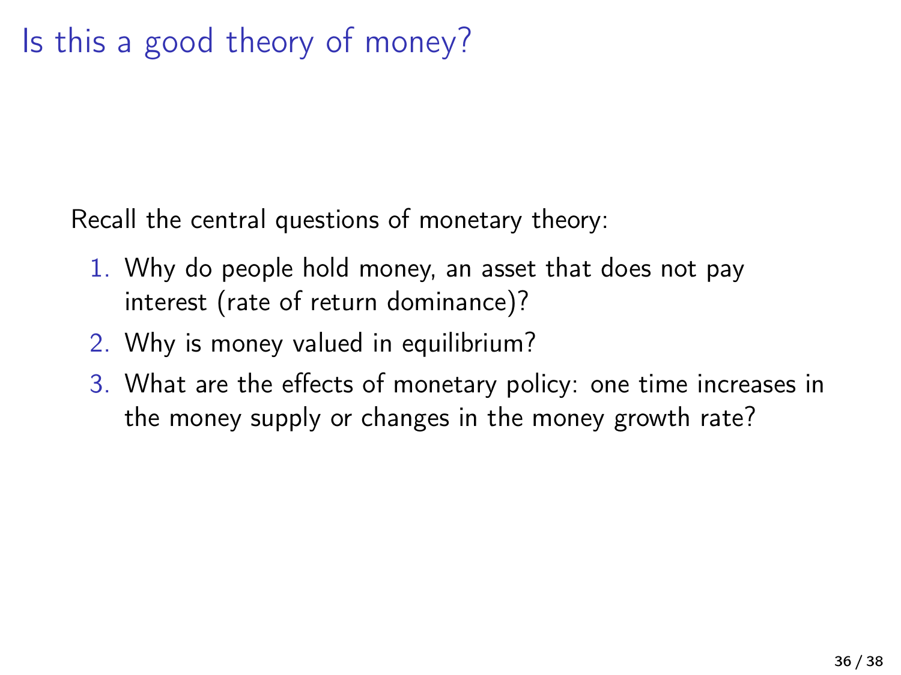# Is this a good theory of money?

Recall the central questions of monetary theory:

1. Why do people hold money, an asset that does not pay interest (rate of return dominance)?
2. Why is money valued in equilibrium?
3. What are the effects of monetary policy: one time increases in the money supply or changes in the money growth rate?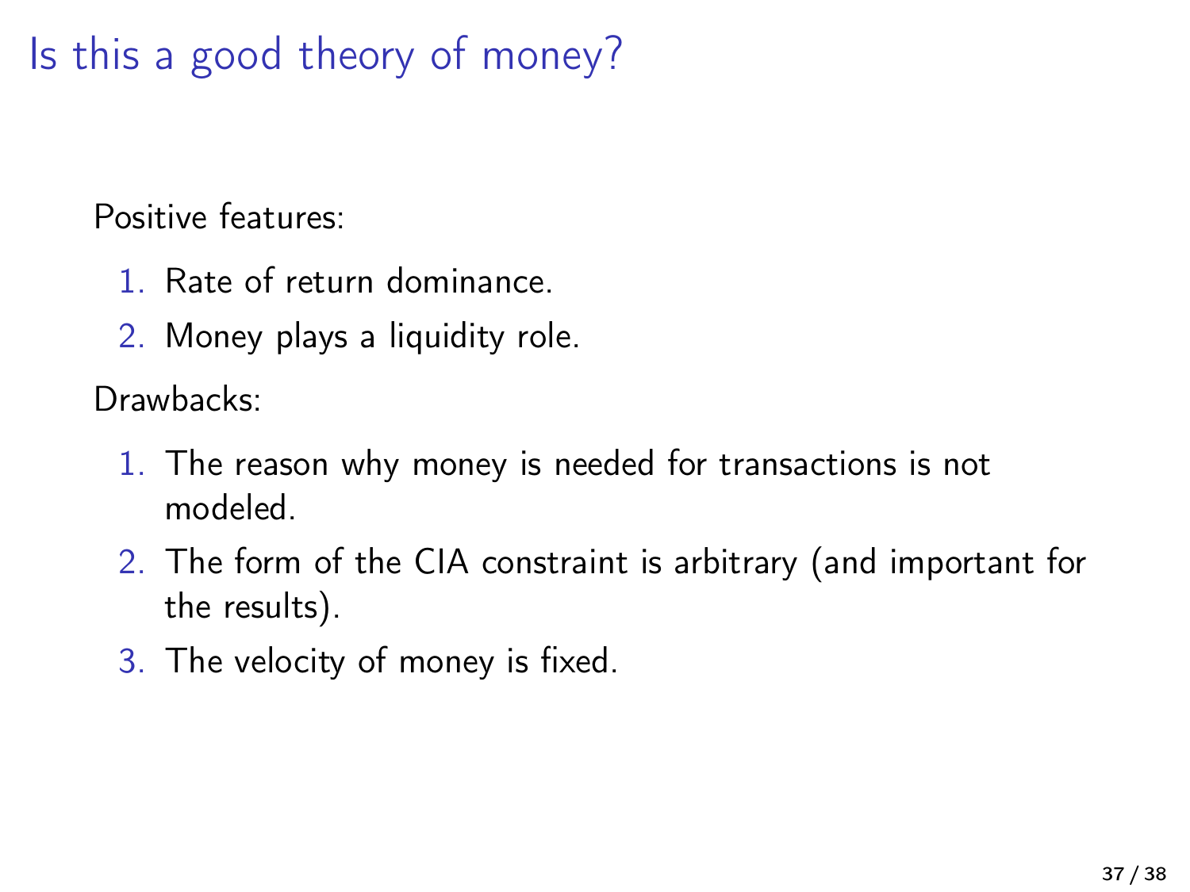# Is this a good theory of money?

Positive features:

1. Rate of return dominance.
2. Money plays a liquidity role.

Drawbacks:

1. The reason why money is needed for transactions is not modeled.
2. The form of the CIA constraint is arbitrary (and important for the results).
3. The velocity of money is fixed.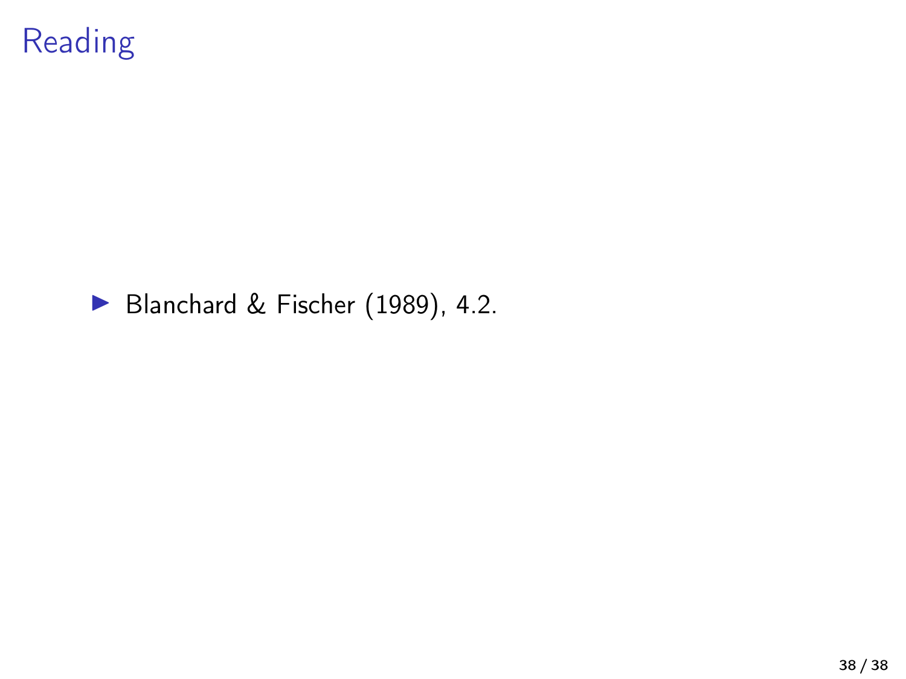# Reading

- Blanchard & Fischer (1989), 4.2.